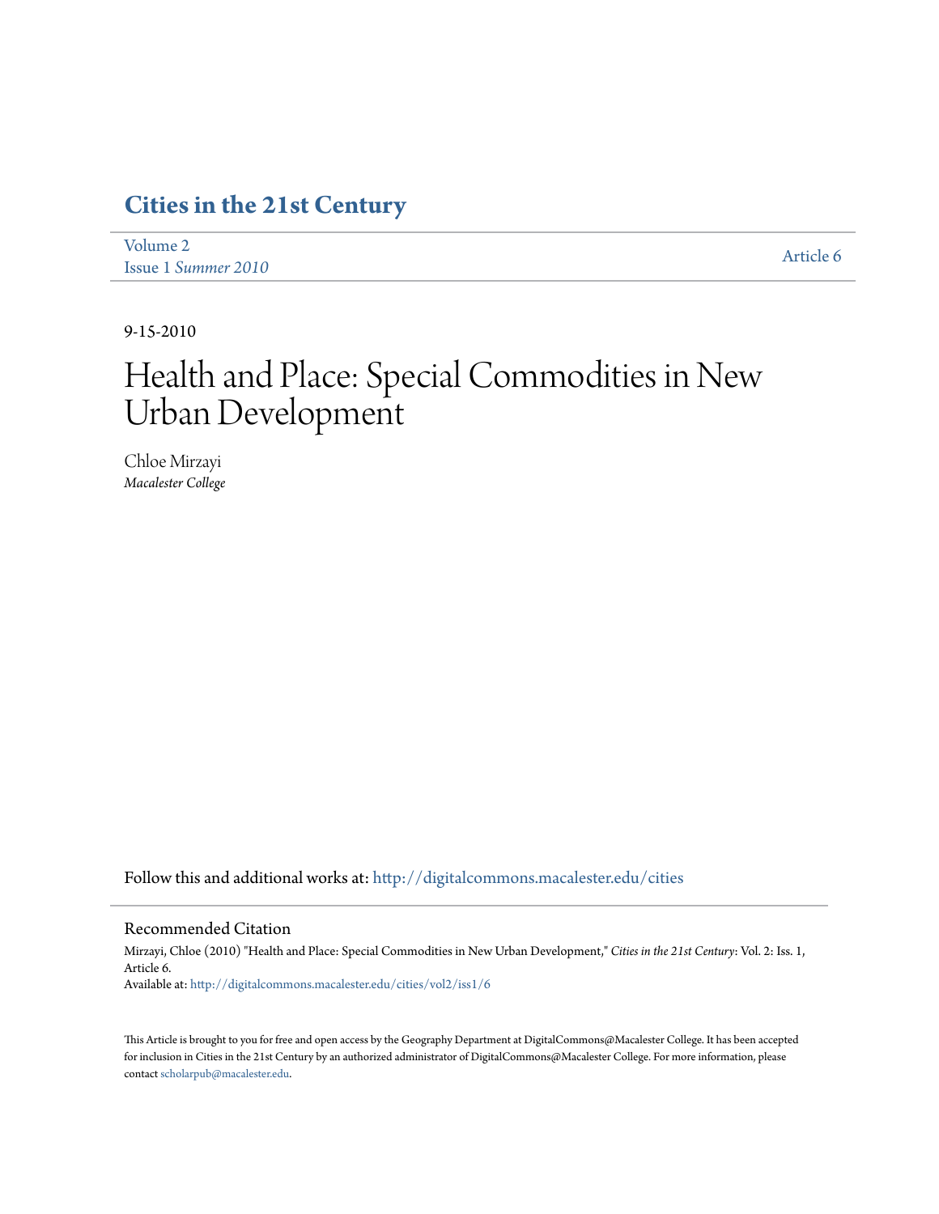# Cities in the 21st Century

Volume 2
Issue 1 *Summer 2010*

Article 6

9-15-2010

# Health and Place: Special Commodities in New Urban Development

Chloe Mirzayi
*Macalester College*

Follow this and additional works at: http://digitalcommons.macalester.edu/cities

## Recommended Citation

Mirzayi, Chloe (2010) "Health and Place: Special Commodities in New Urban Development," *Cities in the 21st Century*: Vol. 2: Iss. 1, Article 6.
Available at: http://digitalcommons.macalester.edu/cities/vol2/iss1/6

This Article is brought to you for free and open access by the Geography Department at DigitalCommons@Macalester College. It has been accepted for inclusion in Cities in the 21st Century by an authorized administrator of DigitalCommons@Macalester College. For more information, please contact scholarpub@macalester.edu.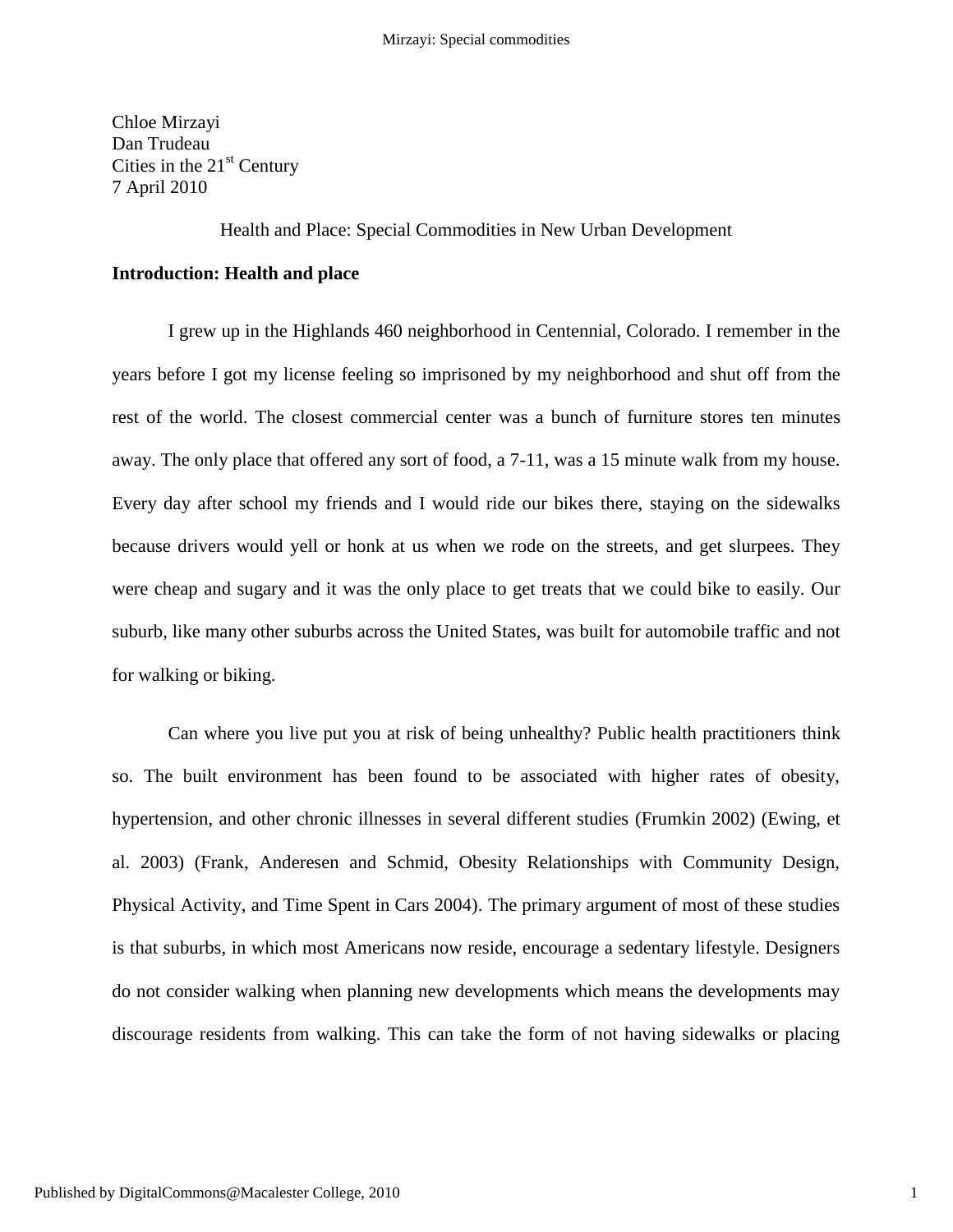Chloe Mirzayi
Dan Trudeau
Cities in the 21st Century
7 April 2010

Health and Place: Special Commodities in New Urban Development

**Introduction: Health and place**

I grew up in the Highlands 460 neighborhood in Centennial, Colorado. I remember in the years before I got my license feeling so imprisoned by my neighborhood and shut off from the rest of the world. The closest commercial center was a bunch of furniture stores ten minutes away. The only place that offered any sort of food, a 7-11, was a 15 minute walk from my house. Every day after school my friends and I would ride our bikes there, staying on the sidewalks because drivers would yell or honk at us when we rode on the streets, and get slurpees. They were cheap and sugary and it was the only place to get treats that we could bike to easily. Our suburb, like many other suburbs across the United States, was built for automobile traffic and not for walking or biking.

Can where you live put you at risk of being unhealthy? Public health practitioners think so. The built environment has been found to be associated with higher rates of obesity, hypertension, and other chronic illnesses in several different studies (Frumkin 2002) (Ewing, et al. 2003) (Frank, Anderesen and Schmid, Obesity Relationships with Community Design, Physical Activity, and Time Spent in Cars 2004). The primary argument of most of these studies is that suburbs, in which most Americans now reside, encourage a sedentary lifestyle. Designers do not consider walking when planning new developments which means the developments may discourage residents from walking. This can take the form of not having sidewalks or placing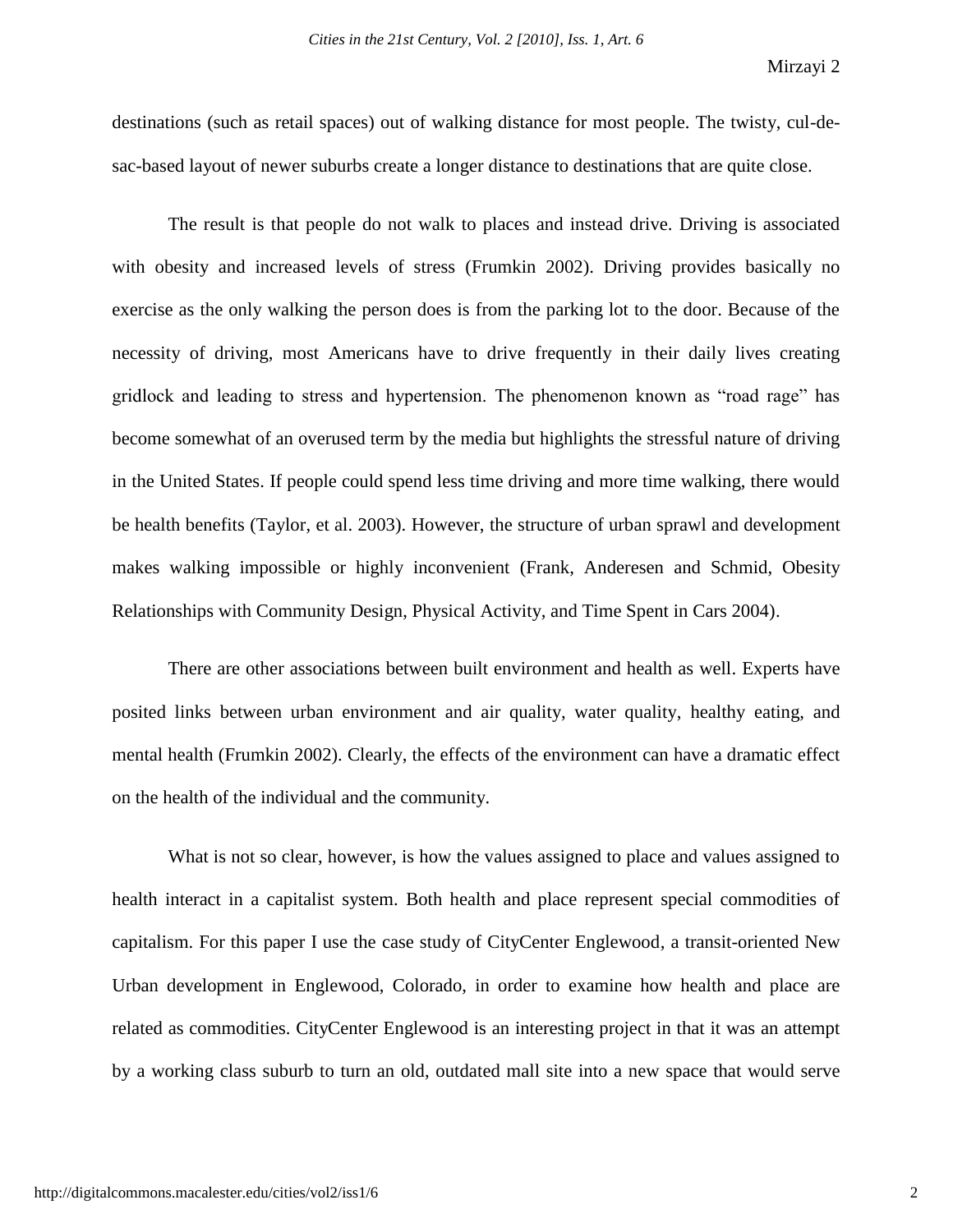destinations (such as retail spaces) out of walking distance for most people. The twisty, cul-de-sac-based layout of newer suburbs create a longer distance to destinations that are quite close.

The result is that people do not walk to places and instead drive. Driving is associated with obesity and increased levels of stress (Frumkin 2002). Driving provides basically no exercise as the only walking the person does is from the parking lot to the door. Because of the necessity of driving, most Americans have to drive frequently in their daily lives creating gridlock and leading to stress and hypertension. The phenomenon known as "road rage" has become somewhat of an overused term by the media but highlights the stressful nature of driving in the United States. If people could spend less time driving and more time walking, there would be health benefits (Taylor, et al. 2003). However, the structure of urban sprawl and development makes walking impossible or highly inconvenient (Frank, Anderesen and Schmid, Obesity Relationships with Community Design, Physical Activity, and Time Spent in Cars 2004).

There are other associations between built environment and health as well. Experts have posited links between urban environment and air quality, water quality, healthy eating, and mental health (Frumkin 2002). Clearly, the effects of the environment can have a dramatic effect on the health of the individual and the community.

What is not so clear, however, is how the values assigned to place and values assigned to health interact in a capitalist system. Both health and place represent special commodities of capitalism. For this paper I use the case study of CityCenter Englewood, a transit-oriented New Urban development in Englewood, Colorado, in order to examine how health and place are related as commodities. CityCenter Englewood is an interesting project in that it was an attempt by a working class suburb to turn an old, outdated mall site into a new space that would serve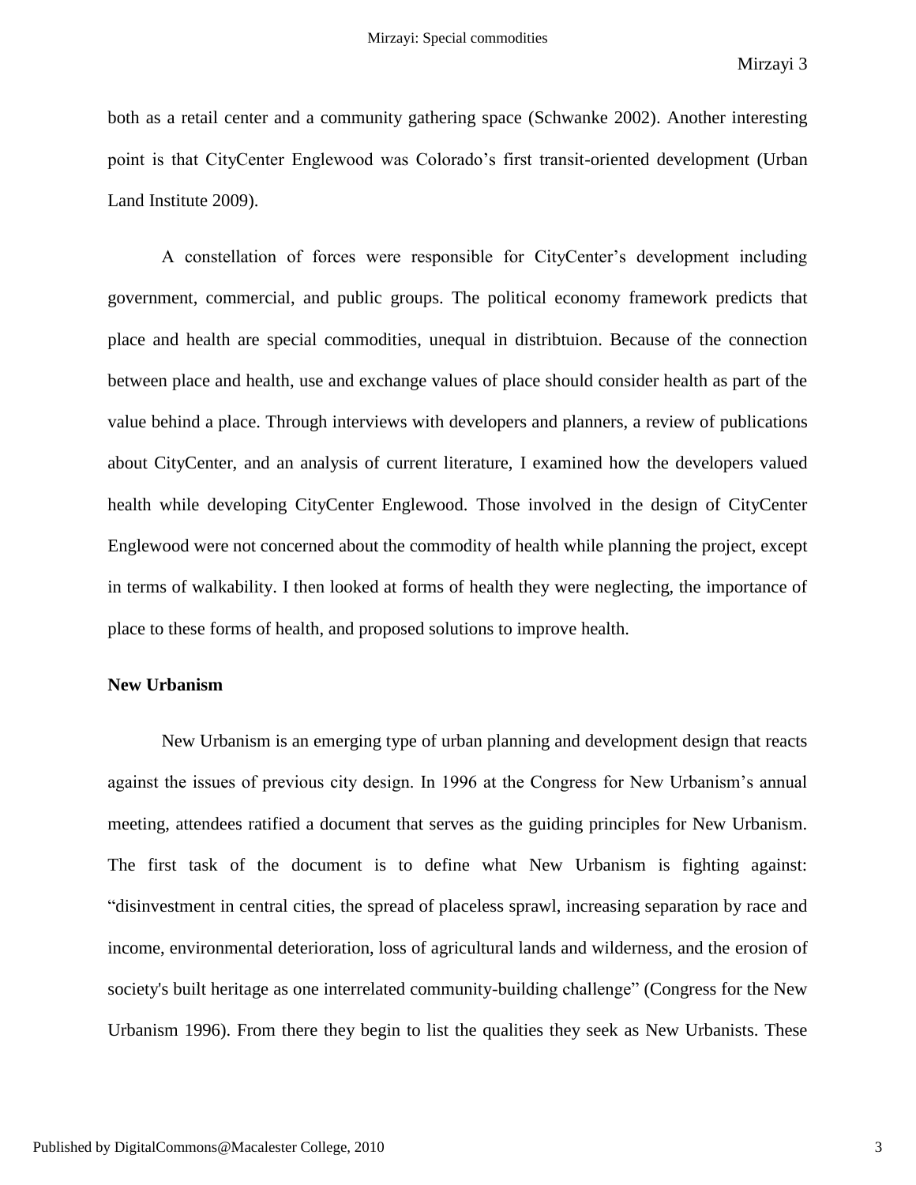both as a retail center and a community gathering space (Schwanke 2002). Another interesting point is that CityCenter Englewood was Colorado's first transit-oriented development (Urban Land Institute 2009).

A constellation of forces were responsible for CityCenter's development including government, commercial, and public groups. The political economy framework predicts that place and health are special commodities, unequal in distribtuion. Because of the connection between place and health, use and exchange values of place should consider health as part of the value behind a place. Through interviews with developers and planners, a review of publications about CityCenter, and an analysis of current literature, I examined how the developers valued health while developing CityCenter Englewood. Those involved in the design of CityCenter Englewood were not concerned about the commodity of health while planning the project, except in terms of walkability. I then looked at forms of health they were neglecting, the importance of place to these forms of health, and proposed solutions to improve health.

**New Urbanism**

New Urbanism is an emerging type of urban planning and development design that reacts against the issues of previous city design. In 1996 at the Congress for New Urbanism's annual meeting, attendees ratified a document that serves as the guiding principles for New Urbanism. The first task of the document is to define what New Urbanism is fighting against: "disinvestment in central cities, the spread of placeless sprawl, increasing separation by race and income, environmental deterioration, loss of agricultural lands and wilderness, and the erosion of society's built heritage as one interrelated community-building challenge" (Congress for the New Urbanism 1996). From there they begin to list the qualities they seek as New Urbanists. These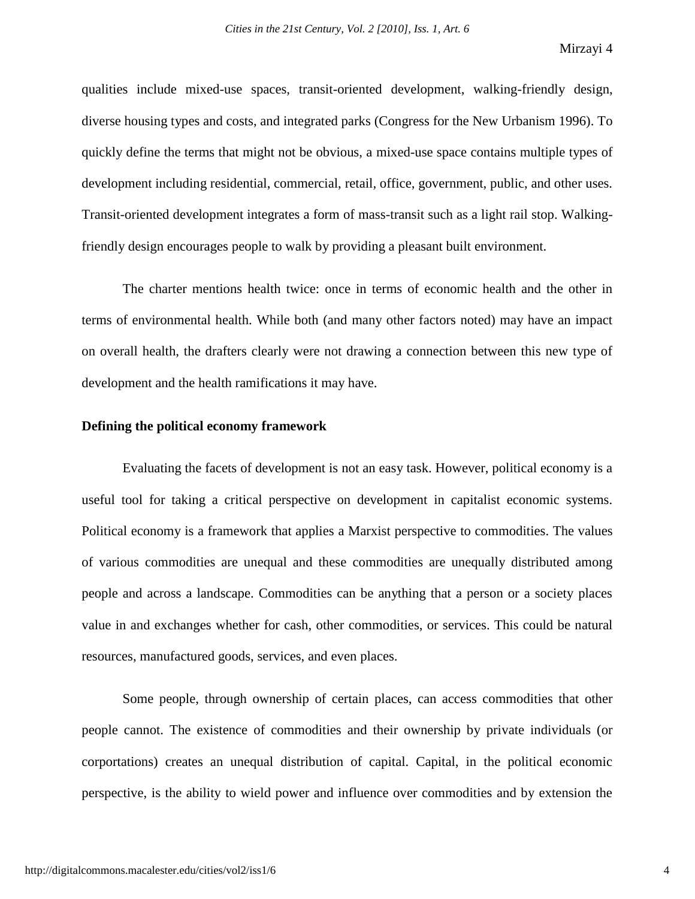qualities include mixed-use spaces, transit-oriented development, walking-friendly design, diverse housing types and costs, and integrated parks (Congress for the New Urbanism 1996). To quickly define the terms that might not be obvious, a mixed-use space contains multiple types of development including residential, commercial, retail, office, government, public, and other uses. Transit-oriented development integrates a form of mass-transit such as a light rail stop. Walking-friendly design encourages people to walk by providing a pleasant built environment.

The charter mentions health twice: once in terms of economic health and the other in terms of environmental health. While both (and many other factors noted) may have an impact on overall health, the drafters clearly were not drawing a connection between this new type of development and the health ramifications it may have.

**Defining the political economy framework**

Evaluating the facets of development is not an easy task. However, political economy is a useful tool for taking a critical perspective on development in capitalist economic systems. Political economy is a framework that applies a Marxist perspective to commodities. The values of various commodities are unequal and these commodities are unequally distributed among people and across a landscape. Commodities can be anything that a person or a society places value in and exchanges whether for cash, other commodities, or services. This could be natural resources, manufactured goods, services, and even places.

Some people, through ownership of certain places, can access commodities that other people cannot. The existence of commodities and their ownership by private individuals (or corportations) creates an unequal distribution of capital. Capital, in the political economic perspective, is the ability to wield power and influence over commodities and by extension the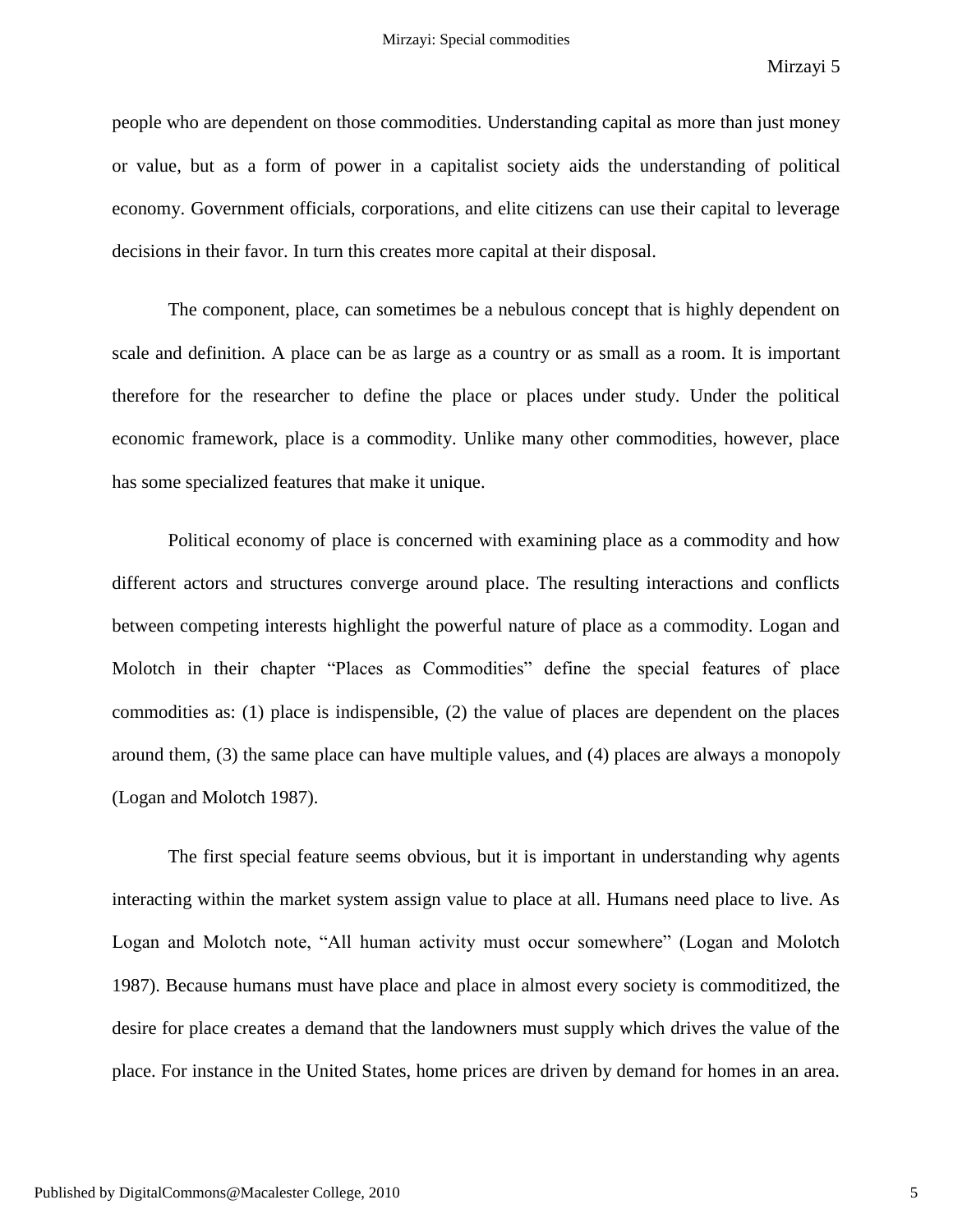people who are dependent on those commodities. Understanding capital as more than just money or value, but as a form of power in a capitalist society aids the understanding of political economy. Government officials, corporations, and elite citizens can use their capital to leverage decisions in their favor. In turn this creates more capital at their disposal.

The component, place, can sometimes be a nebulous concept that is highly dependent on scale and definition. A place can be as large as a country or as small as a room. It is important therefore for the researcher to define the place or places under study. Under the political economic framework, place is a commodity. Unlike many other commodities, however, place has some specialized features that make it unique.

Political economy of place is concerned with examining place as a commodity and how different actors and structures converge around place. The resulting interactions and conflicts between competing interests highlight the powerful nature of place as a commodity. Logan and Molotch in their chapter "Places as Commodities" define the special features of place commodities as: (1) place is indispensible, (2) the value of places are dependent on the places around them, (3) the same place can have multiple values, and (4) places are always a monopoly (Logan and Molotch 1987).

The first special feature seems obvious, but it is important in understanding why agents interacting within the market system assign value to place at all. Humans need place to live. As Logan and Molotch note, "All human activity must occur somewhere" (Logan and Molotch 1987). Because humans must have place and place in almost every society is commoditized, the desire for place creates a demand that the landowners must supply which drives the value of the place. For instance in the United States, home prices are driven by demand for homes in an area.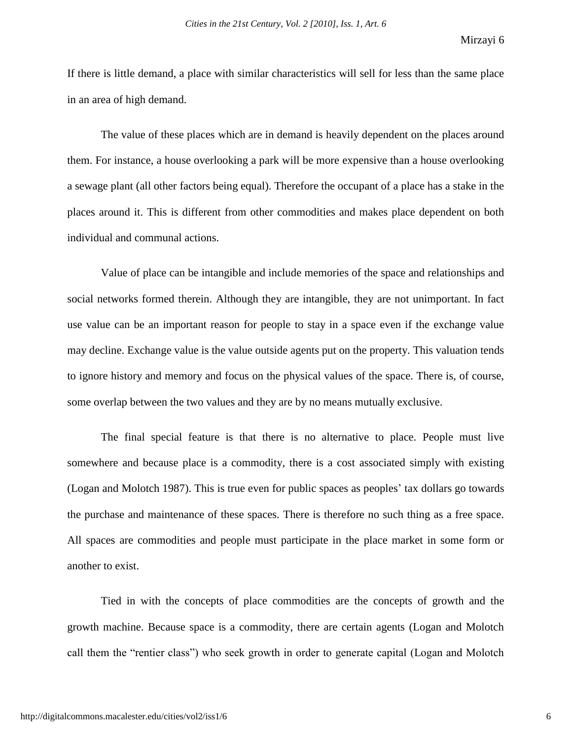If there is little demand, a place with similar characteristics will sell for less than the same place in an area of high demand.

The value of these places which are in demand is heavily dependent on the places around them. For instance, a house overlooking a park will be more expensive than a house overlooking a sewage plant (all other factors being equal). Therefore the occupant of a place has a stake in the places around it. This is different from other commodities and makes place dependent on both individual and communal actions.

Value of place can be intangible and include memories of the space and relationships and social networks formed therein. Although they are intangible, they are not unimportant. In fact use value can be an important reason for people to stay in a space even if the exchange value may decline. Exchange value is the value outside agents put on the property. This valuation tends to ignore history and memory and focus on the physical values of the space. There is, of course, some overlap between the two values and they are by no means mutually exclusive.

The final special feature is that there is no alternative to place. People must live somewhere and because place is a commodity, there is a cost associated simply with existing (Logan and Molotch 1987). This is true even for public spaces as peoples' tax dollars go towards the purchase and maintenance of these spaces. There is therefore no such thing as a free space. All spaces are commodities and people must participate in the place market in some form or another to exist.

Tied in with the concepts of place commodities are the concepts of growth and the growth machine. Because space is a commodity, there are certain agents (Logan and Molotch call them the "rentier class") who seek growth in order to generate capital (Logan and Molotch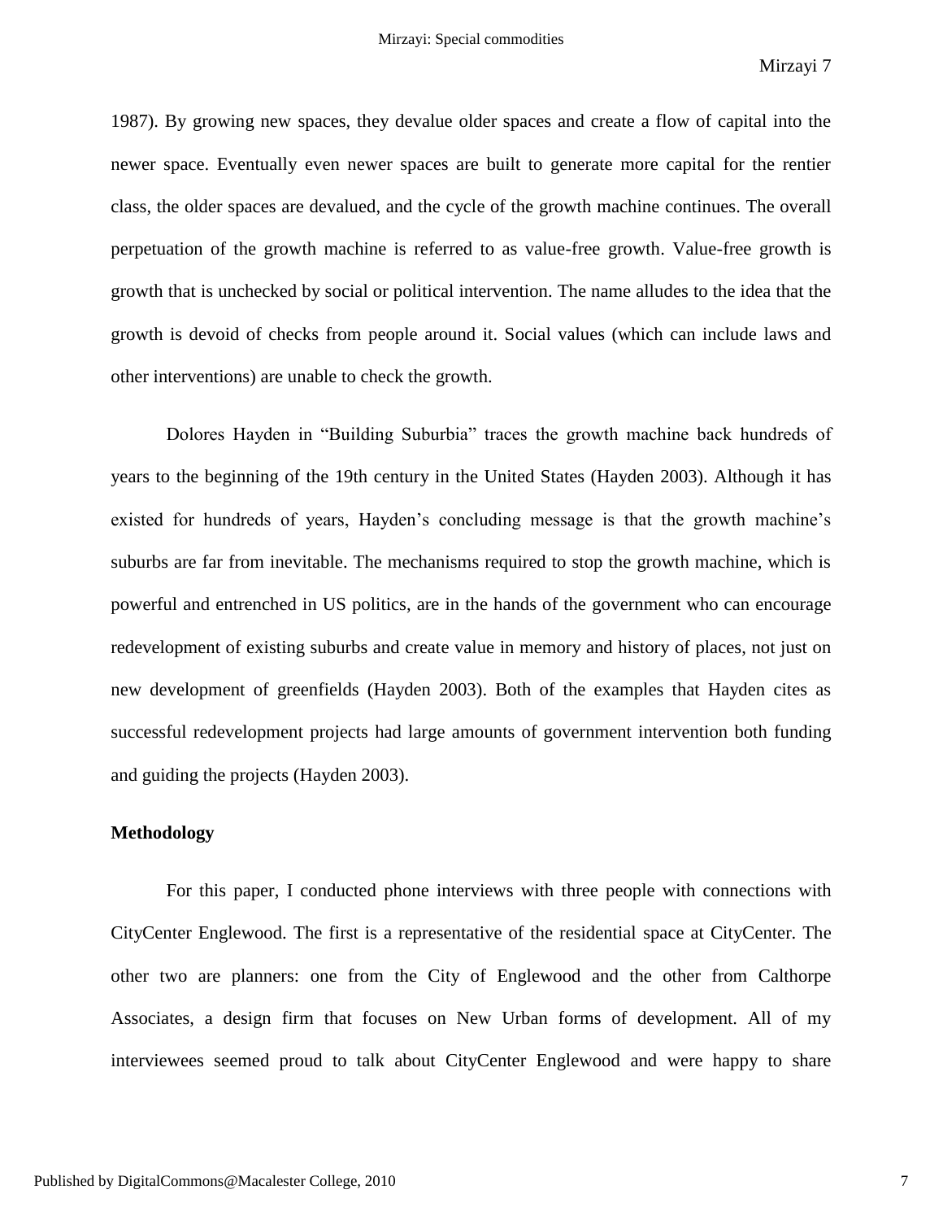1987). By growing new spaces, they devalue older spaces and create a flow of capital into the newer space. Eventually even newer spaces are built to generate more capital for the rentier class, the older spaces are devalued, and the cycle of the growth machine continues. The overall perpetuation of the growth machine is referred to as value-free growth. Value-free growth is growth that is unchecked by social or political intervention. The name alludes to the idea that the growth is devoid of checks from people around it. Social values (which can include laws and other interventions) are unable to check the growth.

Dolores Hayden in "Building Suburbia" traces the growth machine back hundreds of years to the beginning of the 19th century in the United States (Hayden 2003). Although it has existed for hundreds of years, Hayden's concluding message is that the growth machine's suburbs are far from inevitable. The mechanisms required to stop the growth machine, which is powerful and entrenched in US politics, are in the hands of the government who can encourage redevelopment of existing suburbs and create value in memory and history of places, not just on new development of greenfields (Hayden 2003). Both of the examples that Hayden cites as successful redevelopment projects had large amounts of government intervention both funding and guiding the projects (Hayden 2003).

**Methodology**

For this paper, I conducted phone interviews with three people with connections with CityCenter Englewood. The first is a representative of the residential space at CityCenter. The other two are planners: one from the City of Englewood and the other from Calthorpe Associates, a design firm that focuses on New Urban forms of development. All of my interviewees seemed proud to talk about CityCenter Englewood and were happy to share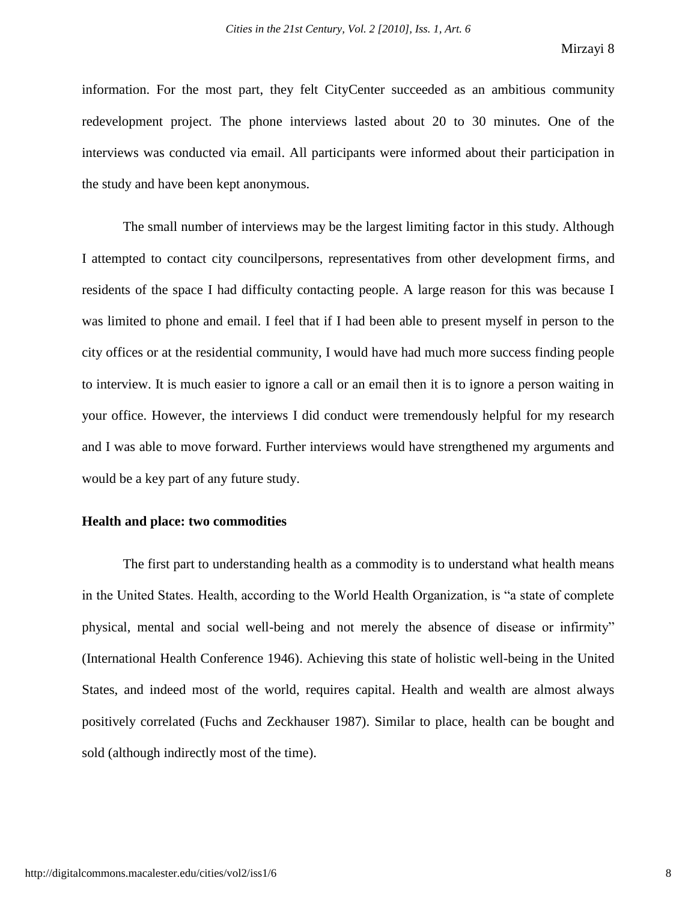information. For the most part, they felt CityCenter succeeded as an ambitious community redevelopment project. The phone interviews lasted about 20 to 30 minutes. One of the interviews was conducted via email. All participants were informed about their participation in the study and have been kept anonymous.

The small number of interviews may be the largest limiting factor in this study. Although I attempted to contact city councilpersons, representatives from other development firms, and residents of the space I had difficulty contacting people. A large reason for this was because I was limited to phone and email. I feel that if I had been able to present myself in person to the city offices or at the residential community, I would have had much more success finding people to interview. It is much easier to ignore a call or an email then it is to ignore a person waiting in your office. However, the interviews I did conduct were tremendously helpful for my research and I was able to move forward. Further interviews would have strengthened my arguments and would be a key part of any future study.

**Health and place: two commodities**

The first part to understanding health as a commodity is to understand what health means in the United States. Health, according to the World Health Organization, is "a state of complete physical, mental and social well-being and not merely the absence of disease or infirmity" (International Health Conference 1946). Achieving this state of holistic well-being in the United States, and indeed most of the world, requires capital. Health and wealth are almost always positively correlated (Fuchs and Zeckhauser 1987). Similar to place, health can be bought and sold (although indirectly most of the time).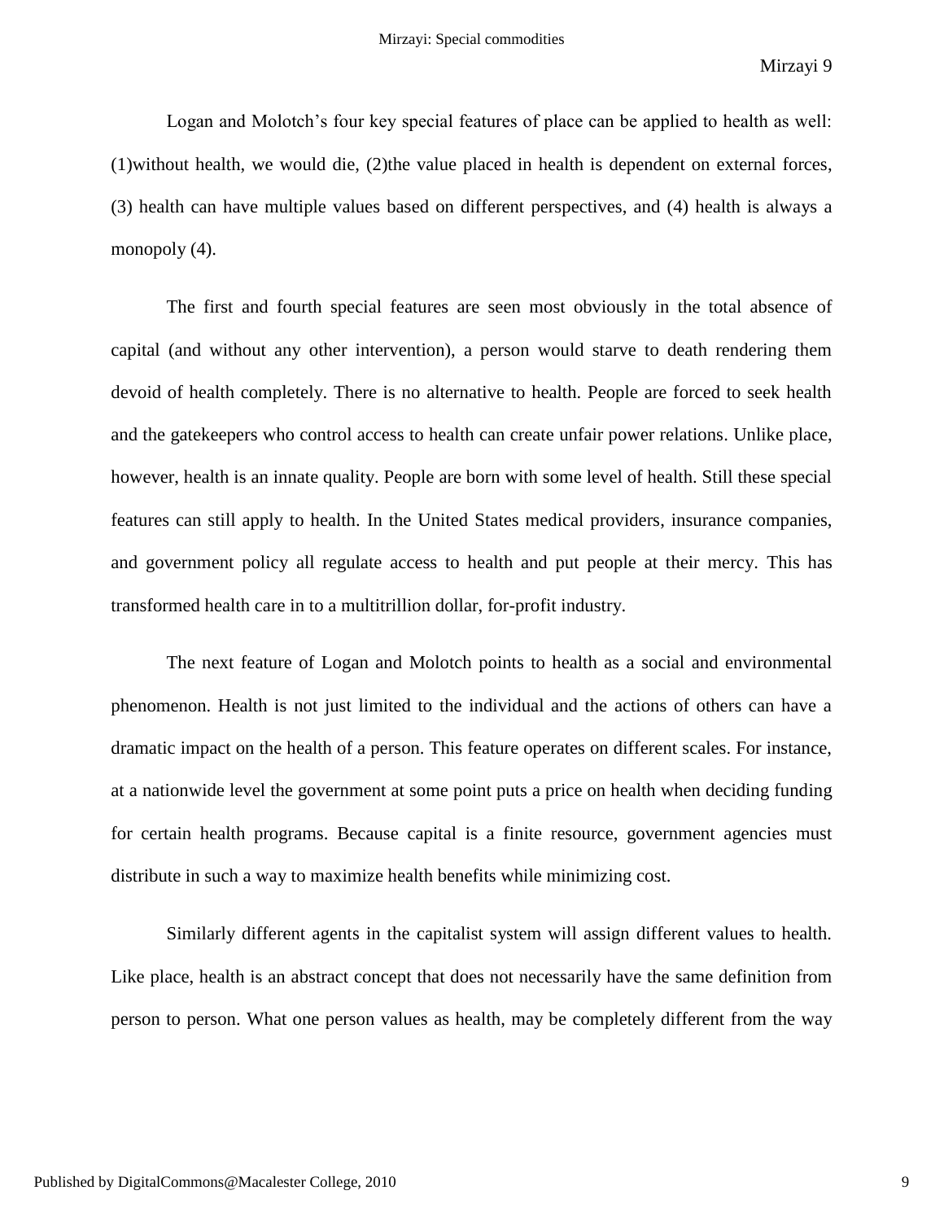Logan and Molotch's four key special features of place can be applied to health as well: (1)without health, we would die, (2)the value placed in health is dependent on external forces, (3) health can have multiple values based on different perspectives, and (4) health is always a monopoly (4).

The first and fourth special features are seen most obviously in the total absence of capital (and without any other intervention), a person would starve to death rendering them devoid of health completely. There is no alternative to health. People are forced to seek health and the gatekeepers who control access to health can create unfair power relations. Unlike place, however, health is an innate quality. People are born with some level of health. Still these special features can still apply to health. In the United States medical providers, insurance companies, and government policy all regulate access to health and put people at their mercy. This has transformed health care in to a multitrillion dollar, for-profit industry.

The next feature of Logan and Molotch points to health as a social and environmental phenomenon. Health is not just limited to the individual and the actions of others can have a dramatic impact on the health of a person. This feature operates on different scales. For instance, at a nationwide level the government at some point puts a price on health when deciding funding for certain health programs. Because capital is a finite resource, government agencies must distribute in such a way to maximize health benefits while minimizing cost.

Similarly different agents in the capitalist system will assign different values to health. Like place, health is an abstract concept that does not necessarily have the same definition from person to person. What one person values as health, may be completely different from the way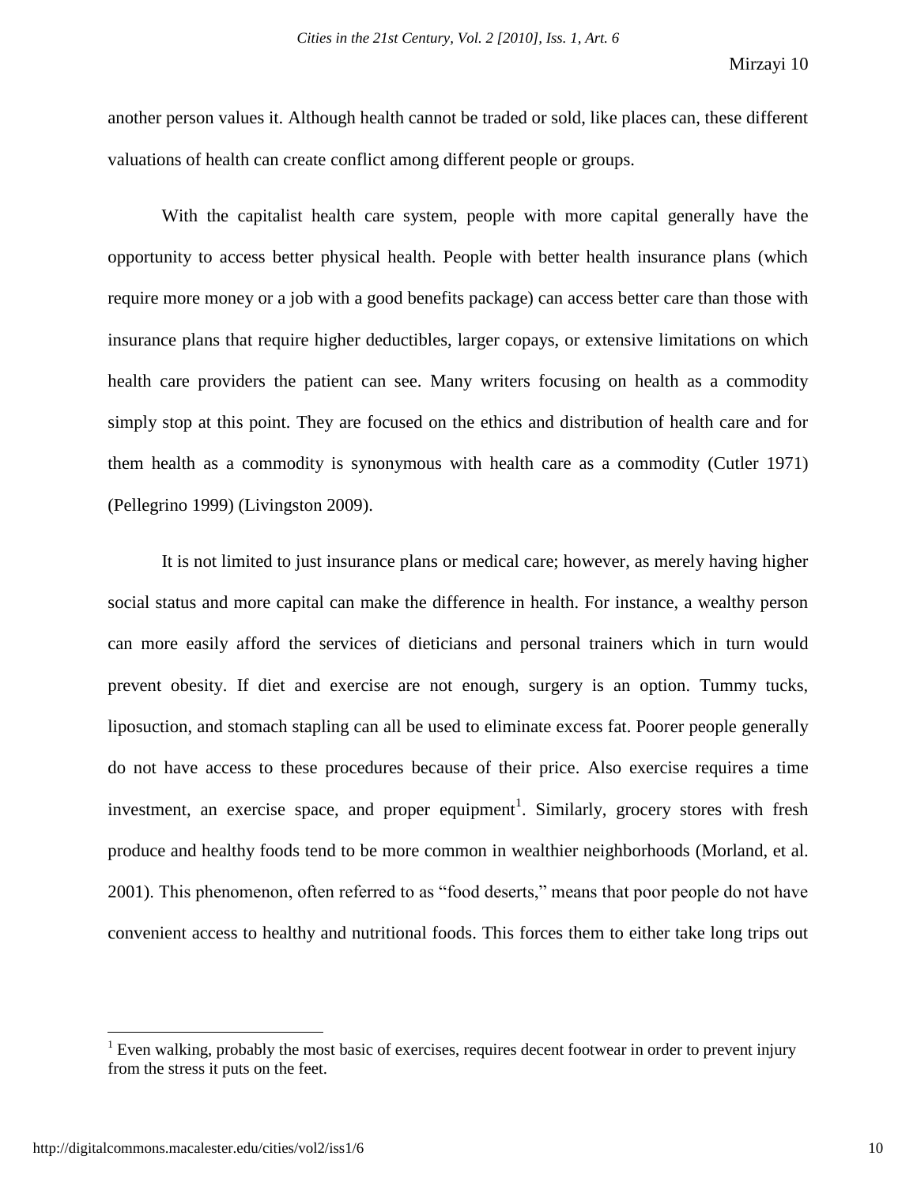another person values it. Although health cannot be traded or sold, like places can, these different valuations of health can create conflict among different people or groups.

With the capitalist health care system, people with more capital generally have the opportunity to access better physical health. People with better health insurance plans (which require more money or a job with a good benefits package) can access better care than those with insurance plans that require higher deductibles, larger copays, or extensive limitations on which health care providers the patient can see. Many writers focusing on health as a commodity simply stop at this point. They are focused on the ethics and distribution of health care and for them health as a commodity is synonymous with health care as a commodity (Cutler 1971) (Pellegrino 1999) (Livingston 2009).

It is not limited to just insurance plans or medical care; however, as merely having higher social status and more capital can make the difference in health. For instance, a wealthy person can more easily afford the services of dieticians and personal trainers which in turn would prevent obesity. If diet and exercise are not enough, surgery is an option. Tummy tucks, liposuction, and stomach stapling can all be used to eliminate excess fat. Poorer people generally do not have access to these procedures because of their price. Also exercise requires a time investment, an exercise space, and proper equipment[1]. Similarly, grocery stores with fresh produce and healthy foods tend to be more common in wealthier neighborhoods (Morland, et al. 2001). This phenomenon, often referred to as "food deserts," means that poor people do not have convenient access to healthy and nutritional foods. This forces them to either take long trips out

[1] Even walking, probably the most basic of exercises, requires decent footwear in order to prevent injury from the stress it puts on the feet.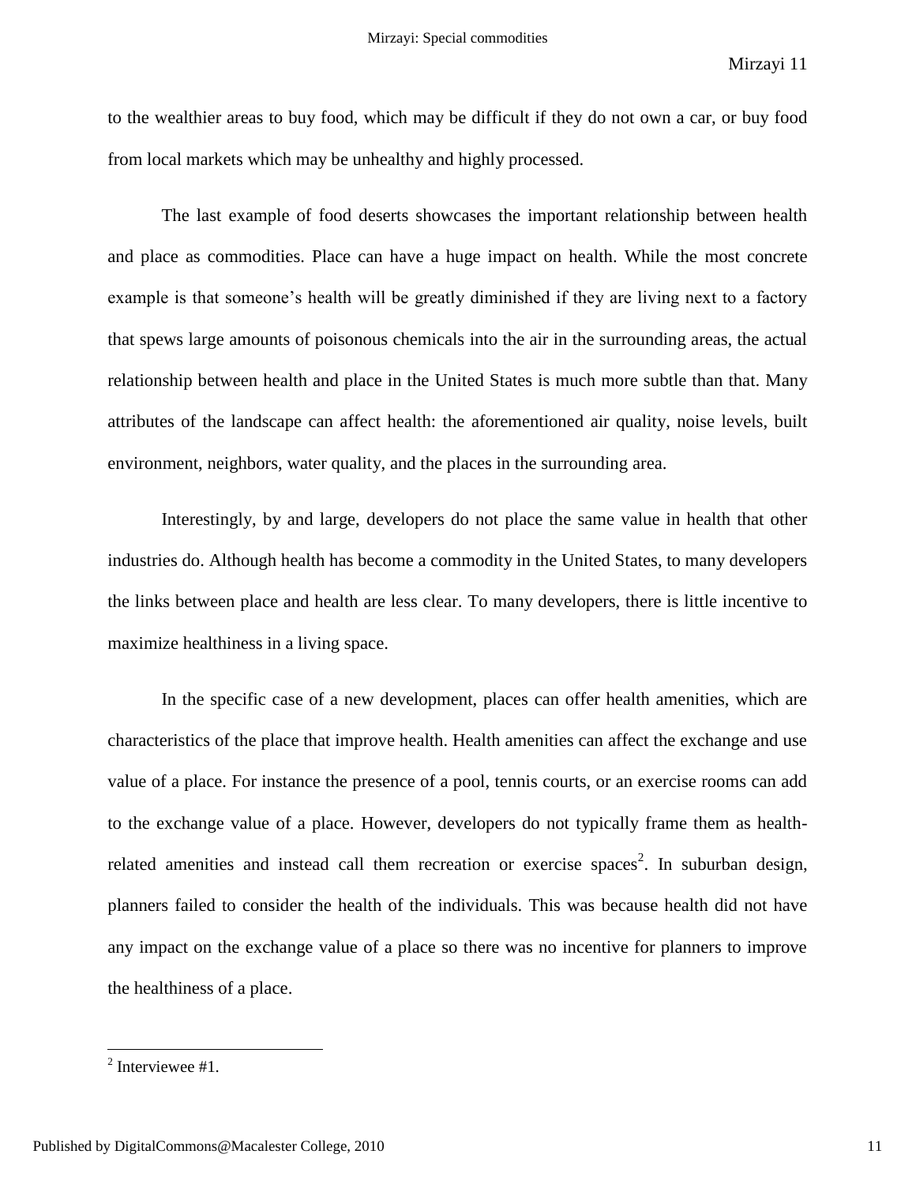to the wealthier areas to buy food, which may be difficult if they do not own a car, or buy food from local markets which may be unhealthy and highly processed.

The last example of food deserts showcases the important relationship between health and place as commodities. Place can have a huge impact on health. While the most concrete example is that someone's health will be greatly diminished if they are living next to a factory that spews large amounts of poisonous chemicals into the air in the surrounding areas, the actual relationship between health and place in the United States is much more subtle than that. Many attributes of the landscape can affect health: the aforementioned air quality, noise levels, built environment, neighbors, water quality, and the places in the surrounding area.

Interestingly, by and large, developers do not place the same value in health that other industries do. Although health has become a commodity in the United States, to many developers the links between place and health are less clear. To many developers, there is little incentive to maximize healthiness in a living space.

In the specific case of a new development, places can offer health amenities, which are characteristics of the place that improve health. Health amenities can affect the exchange and use value of a place. For instance the presence of a pool, tennis courts, or an exercise rooms can add to the exchange value of a place. However, developers do not typically frame them as health-related amenities and instead call them recreation or exercise spaces[2]. In suburban design, planners failed to consider the health of the individuals. This was because health did not have any impact on the exchange value of a place so there was no incentive for planners to improve the healthiness of a place.

---

[2] Interviewee #1.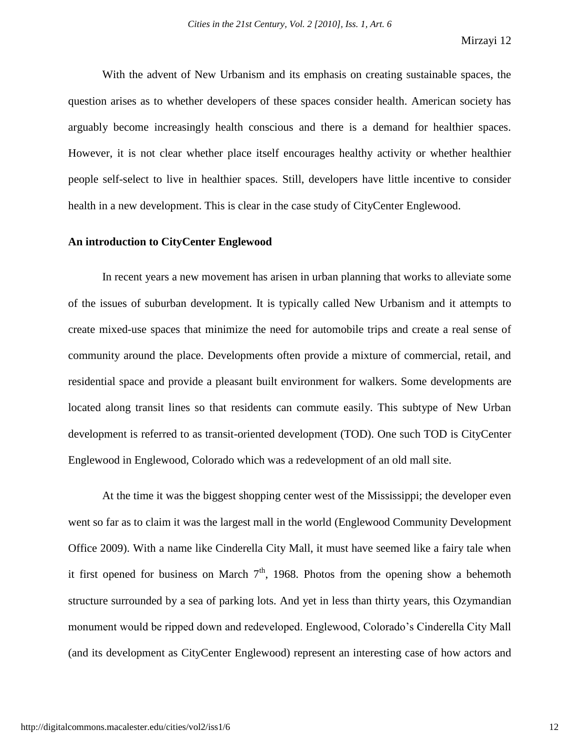With the advent of New Urbanism and its emphasis on creating sustainable spaces, the question arises as to whether developers of these spaces consider health. American society has arguably become increasingly health conscious and there is a demand for healthier spaces. However, it is not clear whether place itself encourages healthy activity or whether healthier people self-select to live in healthier spaces. Still, developers have little incentive to consider health in a new development. This is clear in the case study of CityCenter Englewood.

**An introduction to CityCenter Englewood**

In recent years a new movement has arisen in urban planning that works to alleviate some of the issues of suburban development. It is typically called New Urbanism and it attempts to create mixed-use spaces that minimize the need for automobile trips and create a real sense of community around the place. Developments often provide a mixture of commercial, retail, and residential space and provide a pleasant built environment for walkers. Some developments are located along transit lines so that residents can commute easily. This subtype of New Urban development is referred to as transit-oriented development (TOD). One such TOD is CityCenter Englewood in Englewood, Colorado which was a redevelopment of an old mall site.

At the time it was the biggest shopping center west of the Mississippi; the developer even went so far as to claim it was the largest mall in the world (Englewood Community Development Office 2009). With a name like Cinderella City Mall, it must have seemed like a fairy tale when it first opened for business on March 7th, 1968. Photos from the opening show a behemoth structure surrounded by a sea of parking lots. And yet in less than thirty years, this Ozymandian monument would be ripped down and redeveloped. Englewood, Colorado's Cinderella City Mall (and its development as CityCenter Englewood) represent an interesting case of how actors and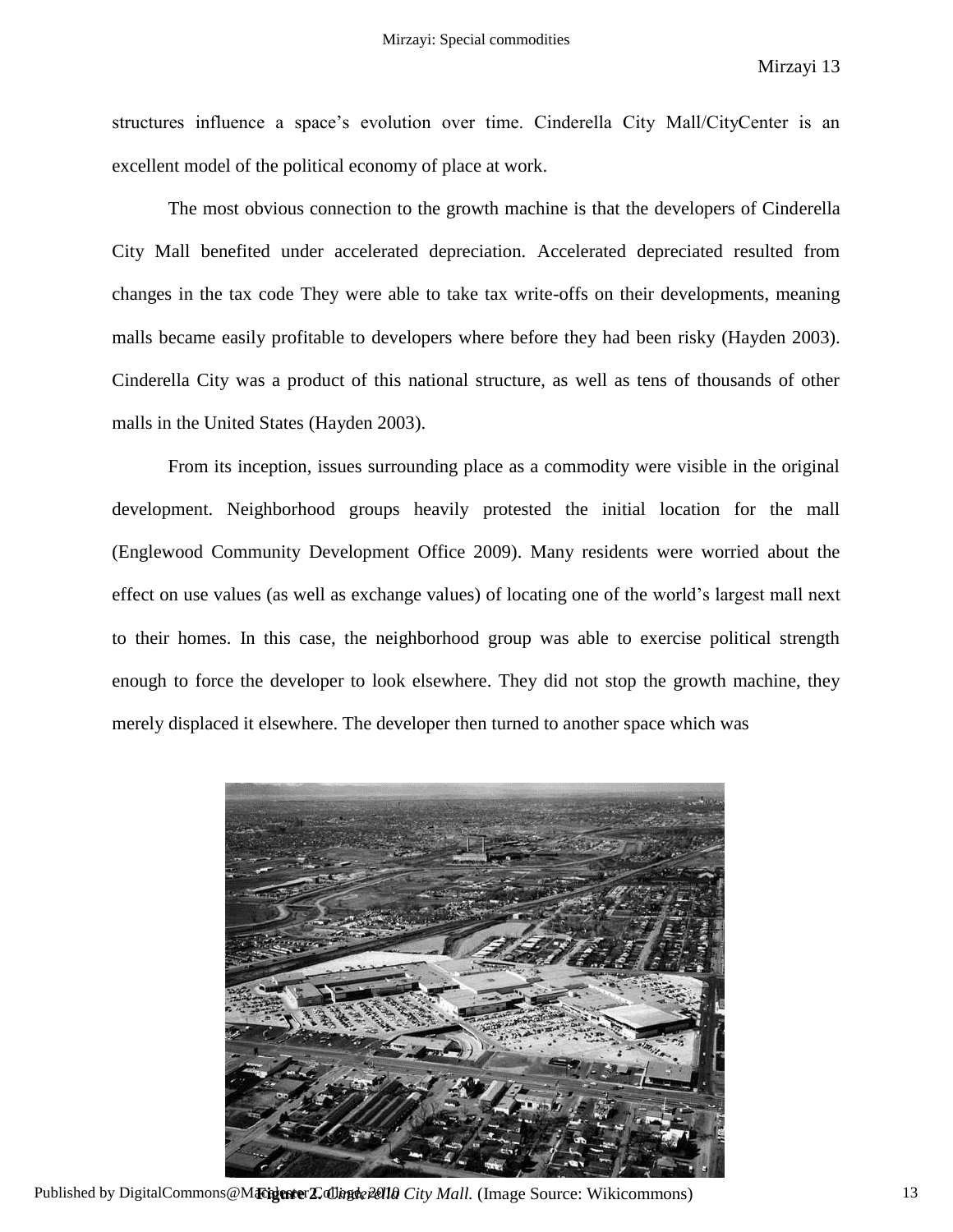structures influence a space's evolution over time. Cinderella City Mall/CityCenter is an excellent model of the political economy of place at work.

The most obvious connection to the growth machine is that the developers of Cinderella City Mall benefited under accelerated depreciation. Accelerated depreciated resulted from changes in the tax code They were able to take tax write-offs on their developments, meaning malls became easily profitable to developers where before they had been risky (Hayden 2003). Cinderella City was a product of this national structure, as well as tens of thousands of other malls in the United States (Hayden 2003).

From its inception, issues surrounding place as a commodity were visible in the original development. Neighborhood groups heavily protested the initial location for the mall (Englewood Community Development Office 2009). Many residents were worried about the effect on use values (as well as exchange values) of locating one of the world's largest mall next to their homes. In this case, the neighborhood group was able to exercise political strength enough to force the developer to look elsewhere. They did not stop the growth machine, they merely displaced it elsewhere. The developer then turned to another space which was

**Figure 2.** *Cinderella City Mall.* (Image Source: Wikicommons)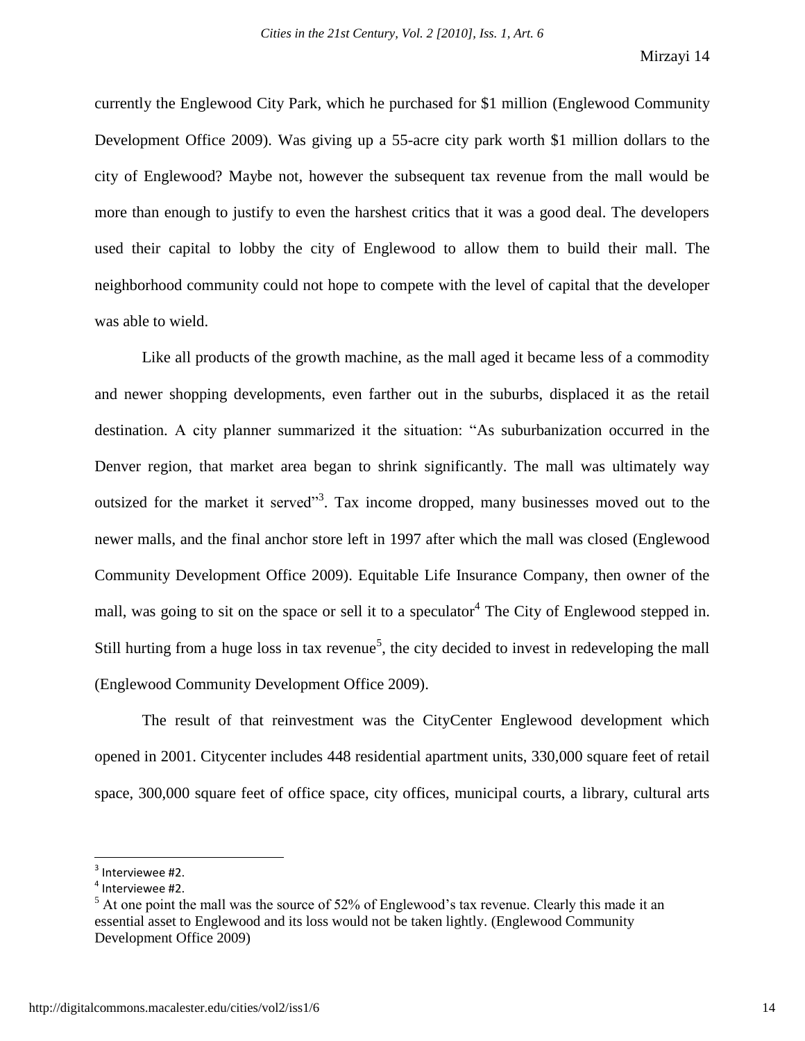currently the Englewood City Park, which he purchased for $1 million (Englewood Community Development Office 2009). Was giving up a 55-acre city park worth $1 million dollars to the city of Englewood? Maybe not, however the subsequent tax revenue from the mall would be more than enough to justify to even the harshest critics that it was a good deal. The developers used their capital to lobby the city of Englewood to allow them to build their mall. The neighborhood community could not hope to compete with the level of capital that the developer was able to wield.

Like all products of the growth machine, as the mall aged it became less of a commodity and newer shopping developments, even farther out in the suburbs, displaced it as the retail destination. A city planner summarized it the situation: "As suburbanization occurred in the Denver region, that market area began to shrink significantly. The mall was ultimately way outsized for the market it served"[3]. Tax income dropped, many businesses moved out to the newer malls, and the final anchor store left in 1997 after which the mall was closed (Englewood Community Development Office 2009). Equitable Life Insurance Company, then owner of the mall, was going to sit on the space or sell it to a speculator[4] The City of Englewood stepped in. Still hurting from a huge loss in tax revenue[5], the city decided to invest in redeveloping the mall (Englewood Community Development Office 2009).

The result of that reinvestment was the CityCenter Englewood development which opened in 2001. Citycenter includes 448 residential apartment units, 330,000 square feet of retail space, 300,000 square feet of office space, city offices, municipal courts, a library, cultural arts

---

[3] Interviewee #2.

[4] Interviewee #2.

[5] At one point the mall was the source of 52% of Englewood's tax revenue. Clearly this made it an essential asset to Englewood and its loss would not be taken lightly. (Englewood Community Development Office 2009)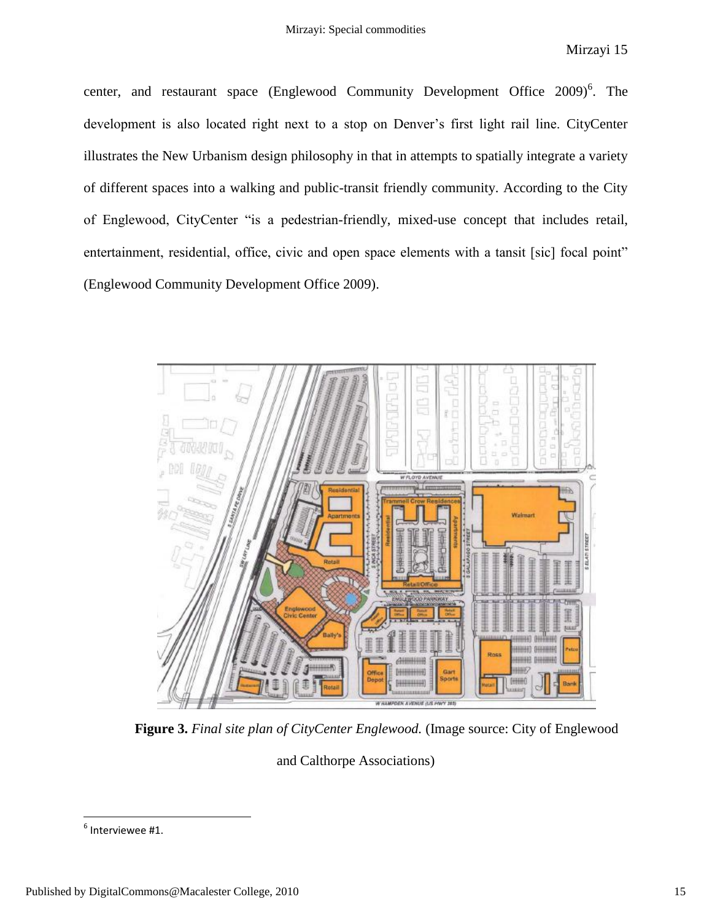center, and restaurant space (Englewood Community Development Office 2009)[6]. The development is also located right next to a stop on Denver's first light rail line. CityCenter illustrates the New Urbanism design philosophy in that in attempts to spatially integrate a variety of different spaces into a walking and public-transit friendly community. According to the City of Englewood, CityCenter "is a pedestrian-friendly, mixed-use concept that includes retail, entertainment, residential, office, civic and open space elements with a tansit [sic] focal point" (Englewood Community Development Office 2009).

**Figure 3.** *Final site plan of CityCenter Englewood.* (Image source: City of Englewood and Calthorpe Associations)

---

[6] Interviewee #1.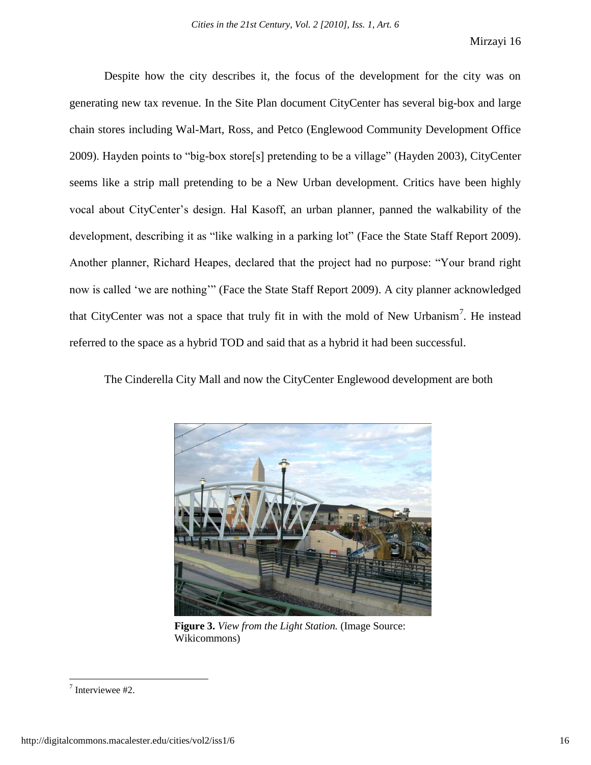Despite how the city describes it, the focus of the development for the city was on generating new tax revenue. In the Site Plan document CityCenter has several big-box and large chain stores including Wal-Mart, Ross, and Petco (Englewood Community Development Office 2009). Hayden points to "big-box store[s] pretending to be a village" (Hayden 2003), CityCenter seems like a strip mall pretending to be a New Urban development. Critics have been highly vocal about CityCenter's design. Hal Kasoff, an urban planner, panned the walkability of the development, describing it as "like walking in a parking lot" (Face the State Staff Report 2009). Another planner, Richard Heapes, declared that the project had no purpose: "Your brand right now is called 'we are nothing'" (Face the State Staff Report 2009). A city planner acknowledged that CityCenter was not a space that truly fit in with the mold of New Urbanism[7]. He instead referred to the space as a hybrid TOD and said that as a hybrid it had been successful.

The Cinderella City Mall and now the CityCenter Englewood development are both

**Figure 3.** *View from the Light Station.* (Image Source: Wikicommons)

[7] Interviewee #2.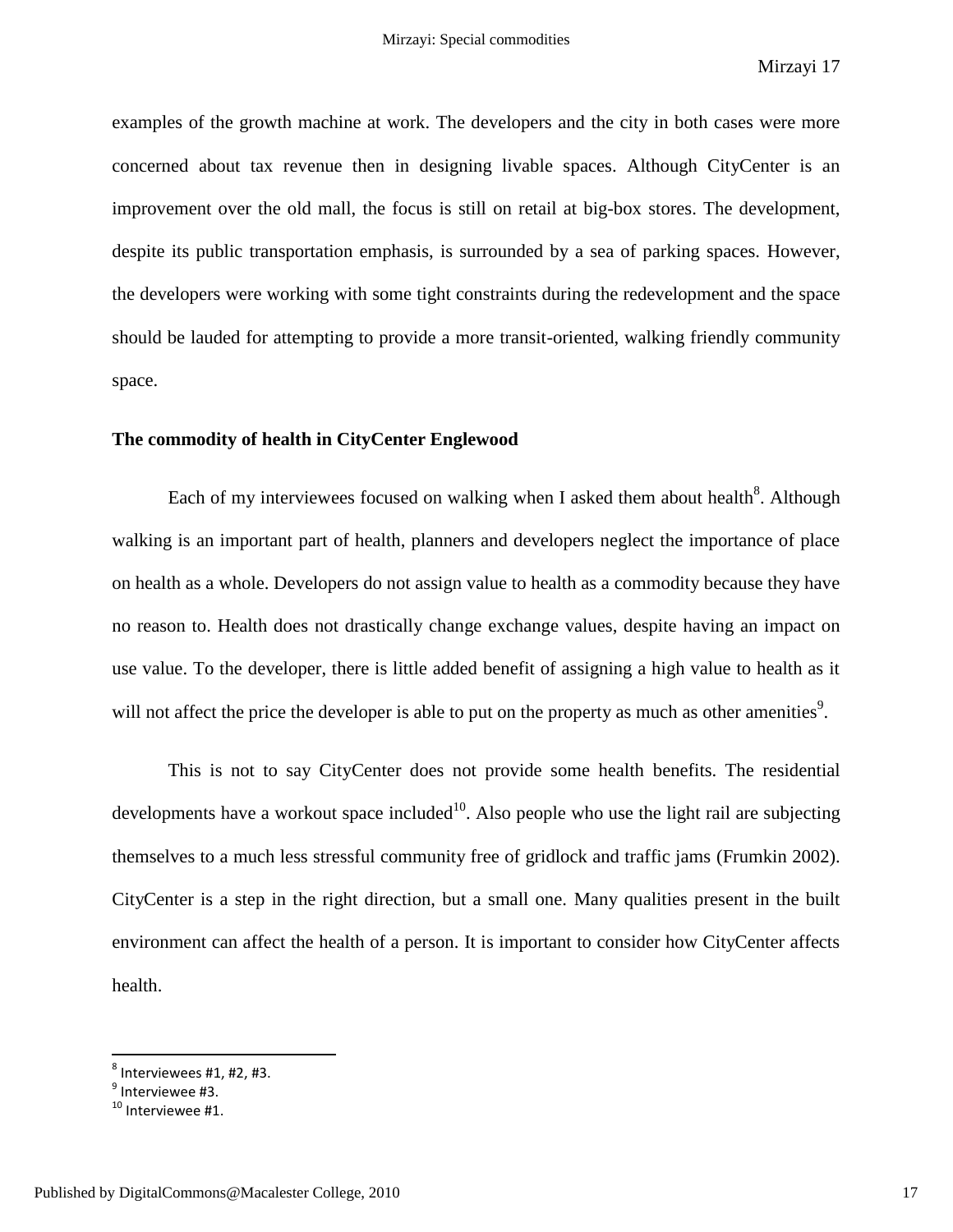examples of the growth machine at work. The developers and the city in both cases were more concerned about tax revenue then in designing livable spaces. Although CityCenter is an improvement over the old mall, the focus is still on retail at big-box stores. The development, despite its public transportation emphasis, is surrounded by a sea of parking spaces. However, the developers were working with some tight constraints during the redevelopment and the space should be lauded for attempting to provide a more transit-oriented, walking friendly community space.

**The commodity of health in CityCenter Englewood**

Each of my interviewees focused on walking when I asked them about health[8]. Although walking is an important part of health, planners and developers neglect the importance of place on health as a whole. Developers do not assign value to health as a commodity because they have no reason to. Health does not drastically change exchange values, despite having an impact on use value. To the developer, there is little added benefit of assigning a high value to health as it will not affect the price the developer is able to put on the property as much as other amenities[9].

This is not to say CityCenter does not provide some health benefits. The residential developments have a workout space included[10]. Also people who use the light rail are subjecting themselves to a much less stressful community free of gridlock and traffic jams (Frumkin 2002). CityCenter is a step in the right direction, but a small one. Many qualities present in the built environment can affect the health of a person. It is important to consider how CityCenter affects health.

---

[8] Interviewees #1, #2, #3.

[9] Interviewee #3.

[10] Interviewee #1.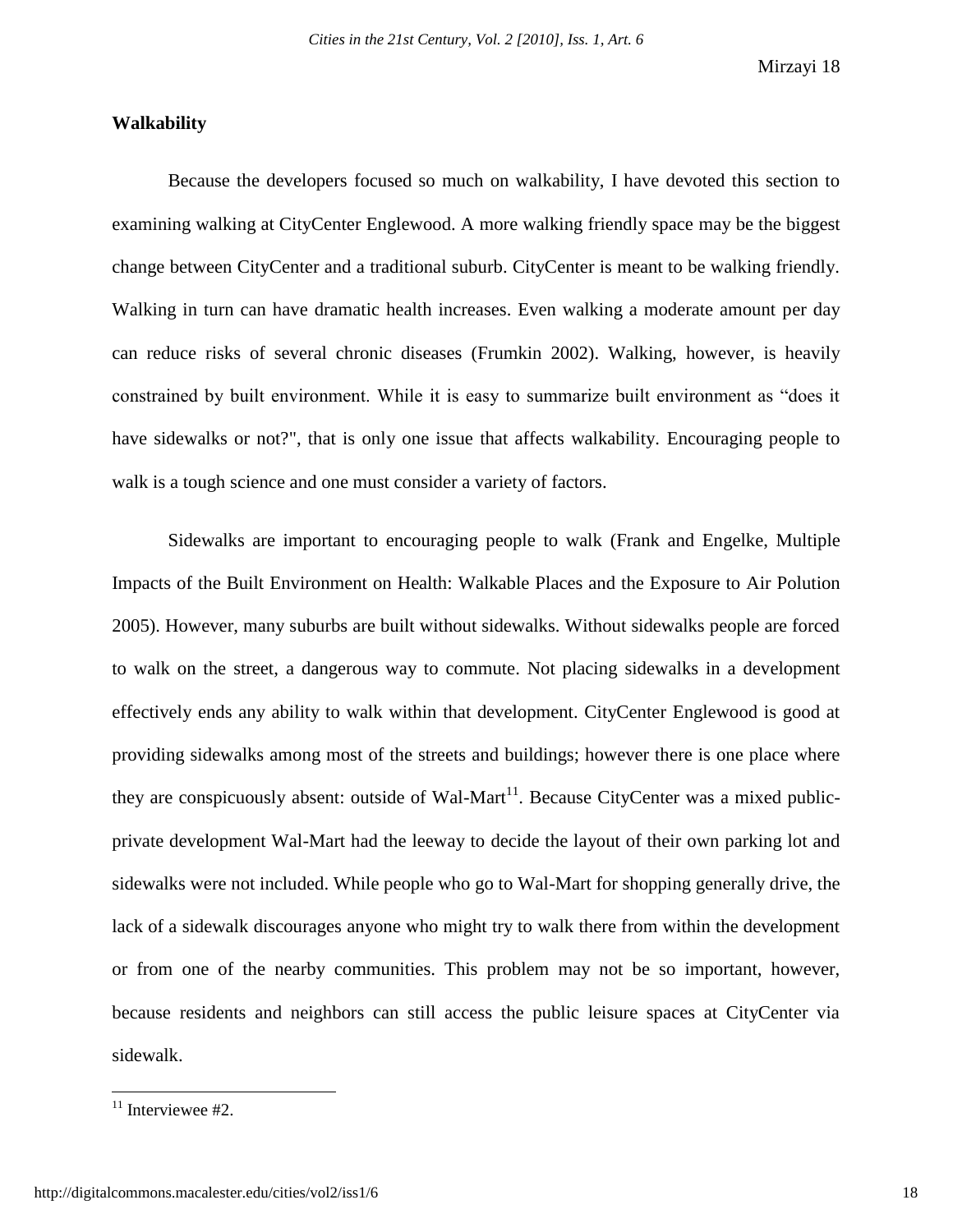## Walkability

Because the developers focused so much on walkability, I have devoted this section to examining walking at CityCenter Englewood. A more walking friendly space may be the biggest change between CityCenter and a traditional suburb. CityCenter is meant to be walking friendly. Walking in turn can have dramatic health increases. Even walking a moderate amount per day can reduce risks of several chronic diseases (Frumkin 2002). Walking, however, is heavily constrained by built environment. While it is easy to summarize built environment as "does it have sidewalks or not?", that is only one issue that affects walkability. Encouraging people to walk is a tough science and one must consider a variety of factors.

Sidewalks are important to encouraging people to walk (Frank and Engelke, Multiple Impacts of the Built Environment on Health: Walkable Places and the Exposure to Air Polution 2005). However, many suburbs are built without sidewalks. Without sidewalks people are forced to walk on the street, a dangerous way to commute. Not placing sidewalks in a development effectively ends any ability to walk within that development. CityCenter Englewood is good at providing sidewalks among most of the streets and buildings; however there is one place where they are conspicuously absent: outside of Wal-Mart[11]. Because CityCenter was a mixed public-private development Wal-Mart had the leeway to decide the layout of their own parking lot and sidewalks were not included. While people who go to Wal-Mart for shopping generally drive, the lack of a sidewalk discourages anyone who might try to walk there from within the development or from one of the nearby communities. This problem may not be so important, however, because residents and neighbors can still access the public leisure spaces at CityCenter via sidewalk.

[11] Interviewee #2.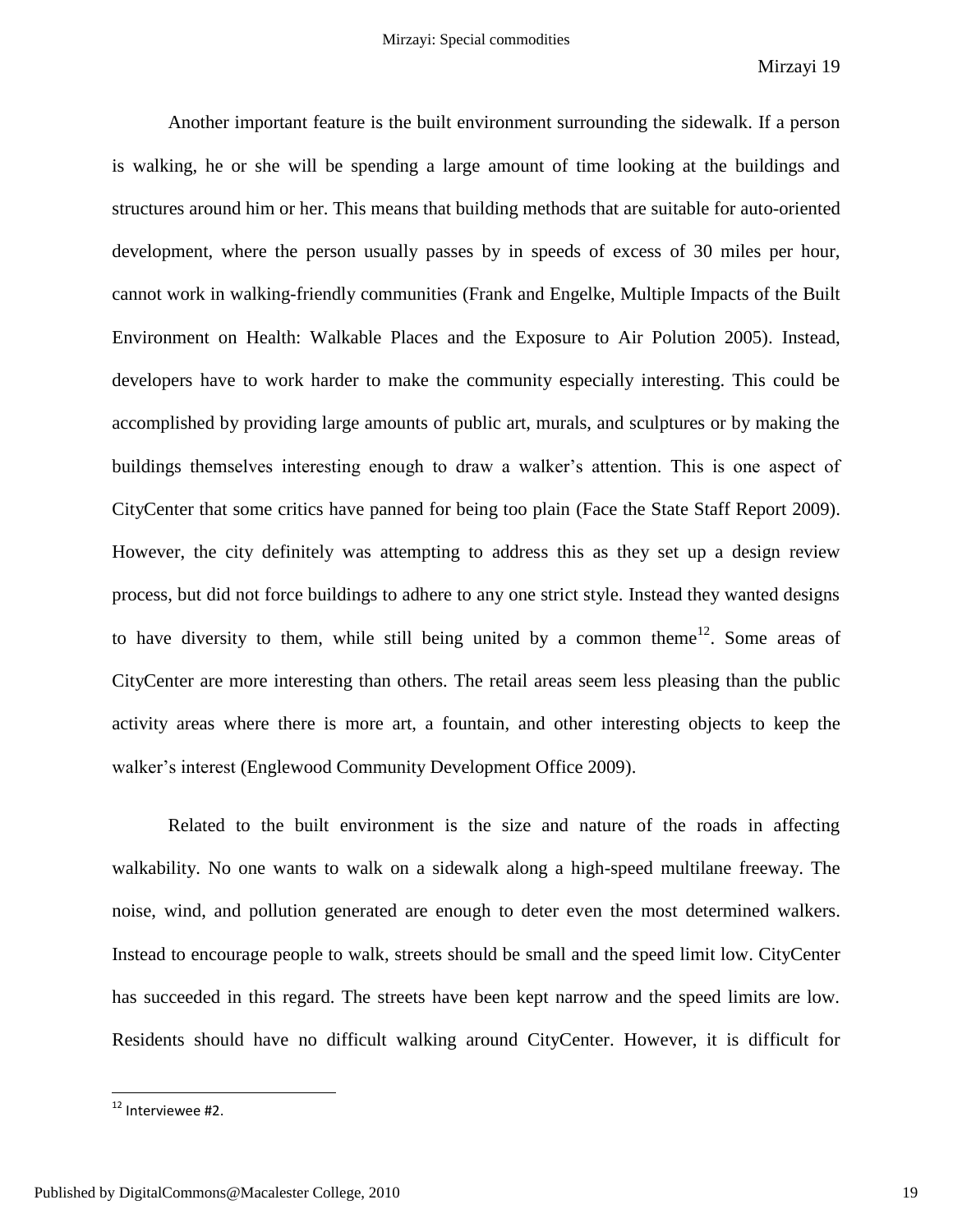Another important feature is the built environment surrounding the sidewalk. If a person is walking, he or she will be spending a large amount of time looking at the buildings and structures around him or her. This means that building methods that are suitable for auto-oriented development, where the person usually passes by in speeds of excess of 30 miles per hour, cannot work in walking-friendly communities (Frank and Engelke, Multiple Impacts of the Built Environment on Health: Walkable Places and the Exposure to Air Polution 2005). Instead, developers have to work harder to make the community especially interesting. This could be accomplished by providing large amounts of public art, murals, and sculptures or by making the buildings themselves interesting enough to draw a walker's attention. This is one aspect of CityCenter that some critics have panned for being too plain (Face the State Staff Report 2009). However, the city definitely was attempting to address this as they set up a design review process, but did not force buildings to adhere to any one strict style. Instead they wanted designs to have diversity to them, while still being united by a common theme[12]. Some areas of CityCenter are more interesting than others. The retail areas seem less pleasing than the public activity areas where there is more art, a fountain, and other interesting objects to keep the walker's interest (Englewood Community Development Office 2009).

Related to the built environment is the size and nature of the roads in affecting walkability. No one wants to walk on a sidewalk along a high-speed multilane freeway. The noise, wind, and pollution generated are enough to deter even the most determined walkers. Instead to encourage people to walk, streets should be small and the speed limit low. CityCenter has succeeded in this regard. The streets have been kept narrow and the speed limits are low. Residents should have no difficult walking around CityCenter. However, it is difficult for

[12] Interviewee #2.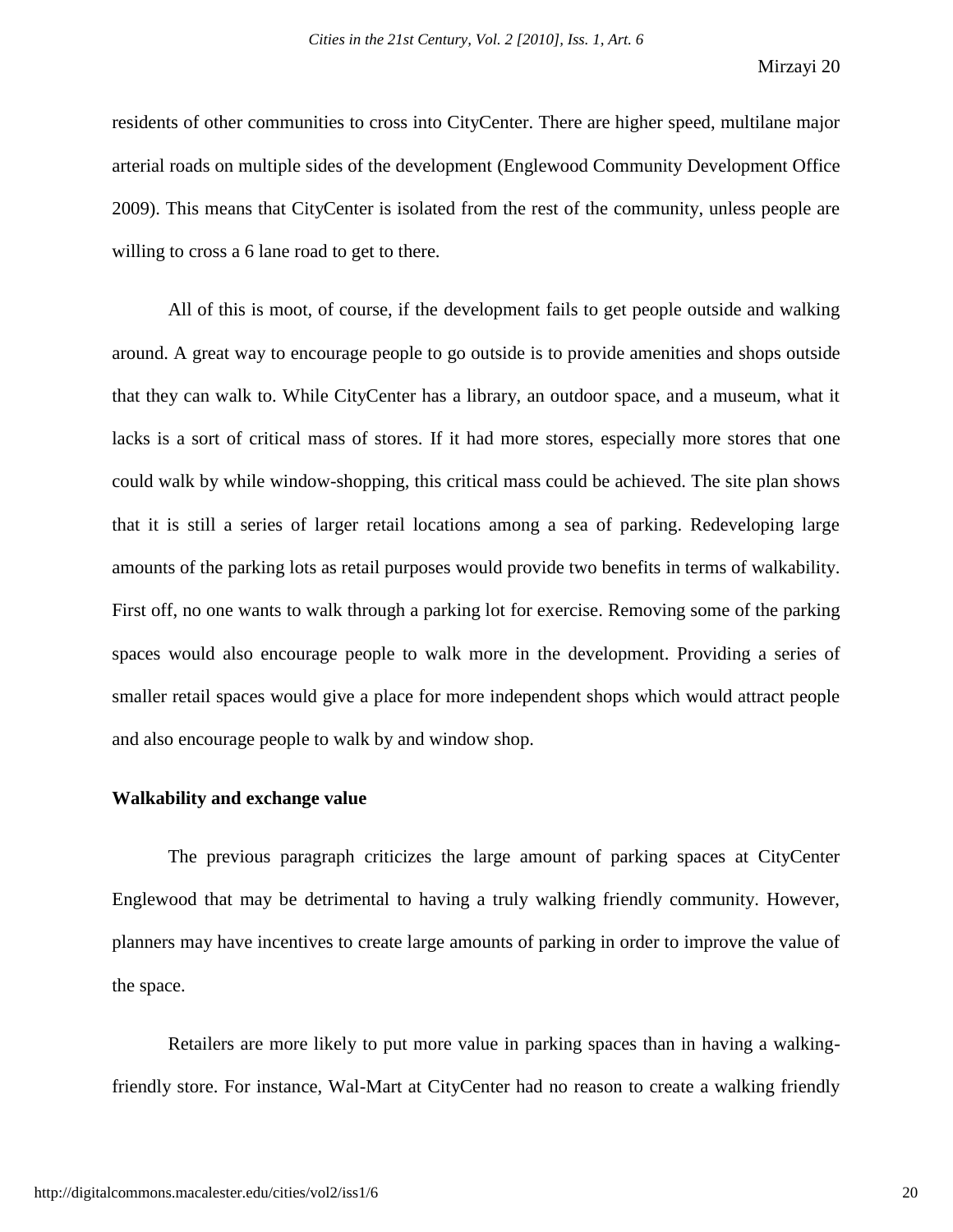residents of other communities to cross into CityCenter. There are higher speed, multilane major arterial roads on multiple sides of the development (Englewood Community Development Office 2009). This means that CityCenter is isolated from the rest of the community, unless people are willing to cross a 6 lane road to get to there.

All of this is moot, of course, if the development fails to get people outside and walking around. A great way to encourage people to go outside is to provide amenities and shops outside that they can walk to. While CityCenter has a library, an outdoor space, and a museum, what it lacks is a sort of critical mass of stores. If it had more stores, especially more stores that one could walk by while window-shopping, this critical mass could be achieved. The site plan shows that it is still a series of larger retail locations among a sea of parking. Redeveloping large amounts of the parking lots as retail purposes would provide two benefits in terms of walkability. First off, no one wants to walk through a parking lot for exercise. Removing some of the parking spaces would also encourage people to walk more in the development. Providing a series of smaller retail spaces would give a place for more independent shops which would attract people and also encourage people to walk by and window shop.

**Walkability and exchange value**

The previous paragraph criticizes the large amount of parking spaces at CityCenter Englewood that may be detrimental to having a truly walking friendly community. However, planners may have incentives to create large amounts of parking in order to improve the value of the space.

Retailers are more likely to put more value in parking spaces than in having a walking-friendly store. For instance, Wal-Mart at CityCenter had no reason to create a walking friendly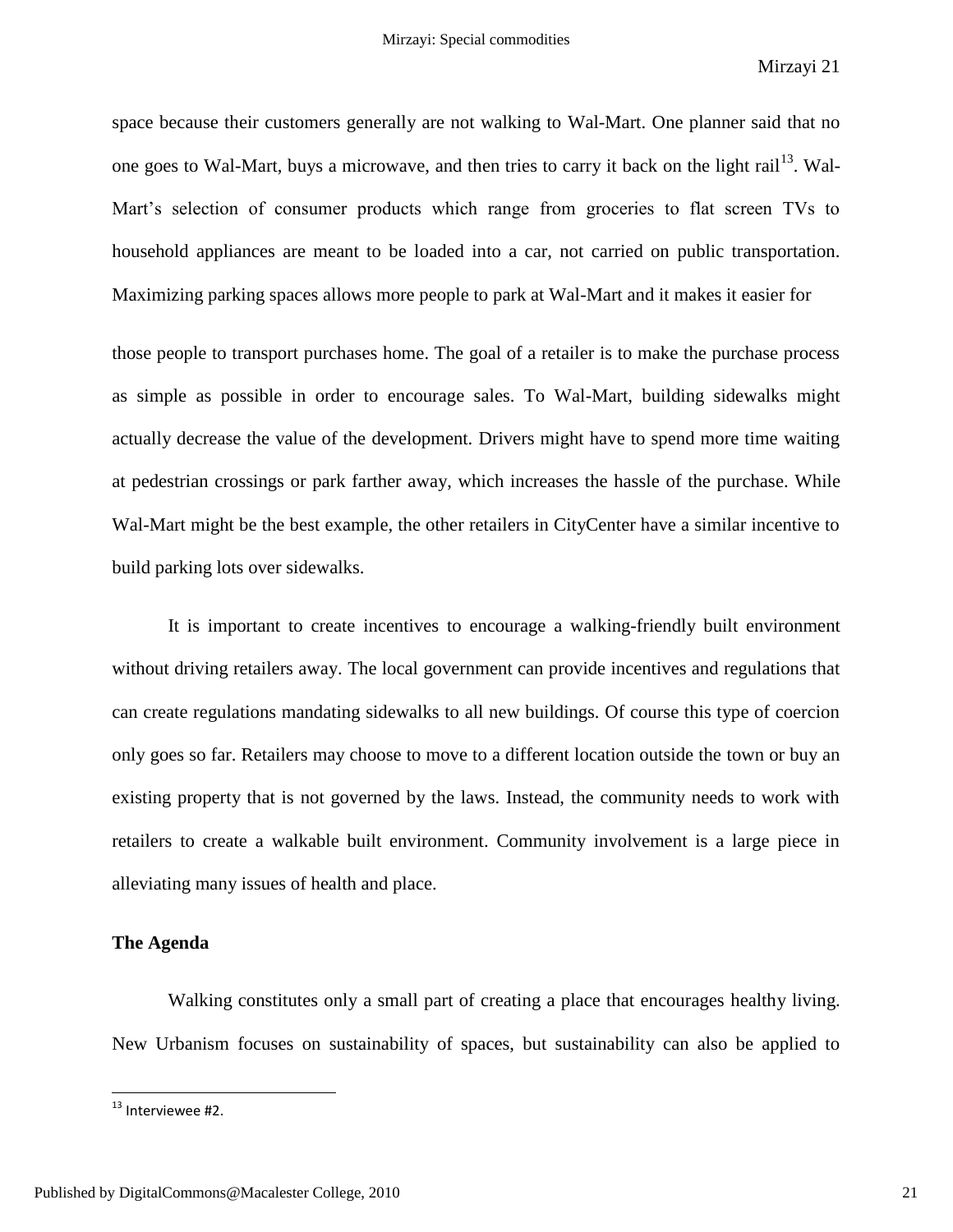space because their customers generally are not walking to Wal-Mart. One planner said that no one goes to Wal-Mart, buys a microwave, and then tries to carry it back on the light rail[13]. Wal-Mart's selection of consumer products which range from groceries to flat screen TVs to household appliances are meant to be loaded into a car, not carried on public transportation. Maximizing parking spaces allows more people to park at Wal-Mart and it makes it easier for those people to transport purchases home. The goal of a retailer is to make the purchase process as simple as possible in order to encourage sales. To Wal-Mart, building sidewalks might actually decrease the value of the development. Drivers might have to spend more time waiting at pedestrian crossings or park farther away, which increases the hassle of the purchase. While Wal-Mart might be the best example, the other retailers in CityCenter have a similar incentive to build parking lots over sidewalks.

It is important to create incentives to encourage a walking-friendly built environment without driving retailers away. The local government can provide incentives and regulations that can create regulations mandating sidewalks to all new buildings. Of course this type of coercion only goes so far. Retailers may choose to move to a different location outside the town or buy an existing property that is not governed by the laws. Instead, the community needs to work with retailers to create a walkable built environment. Community involvement is a large piece in alleviating many issues of health and place.

**The Agenda**

Walking constitutes only a small part of creating a place that encourages healthy living. New Urbanism focuses on sustainability of spaces, but sustainability can also be applied to

---

[13] Interviewee #2.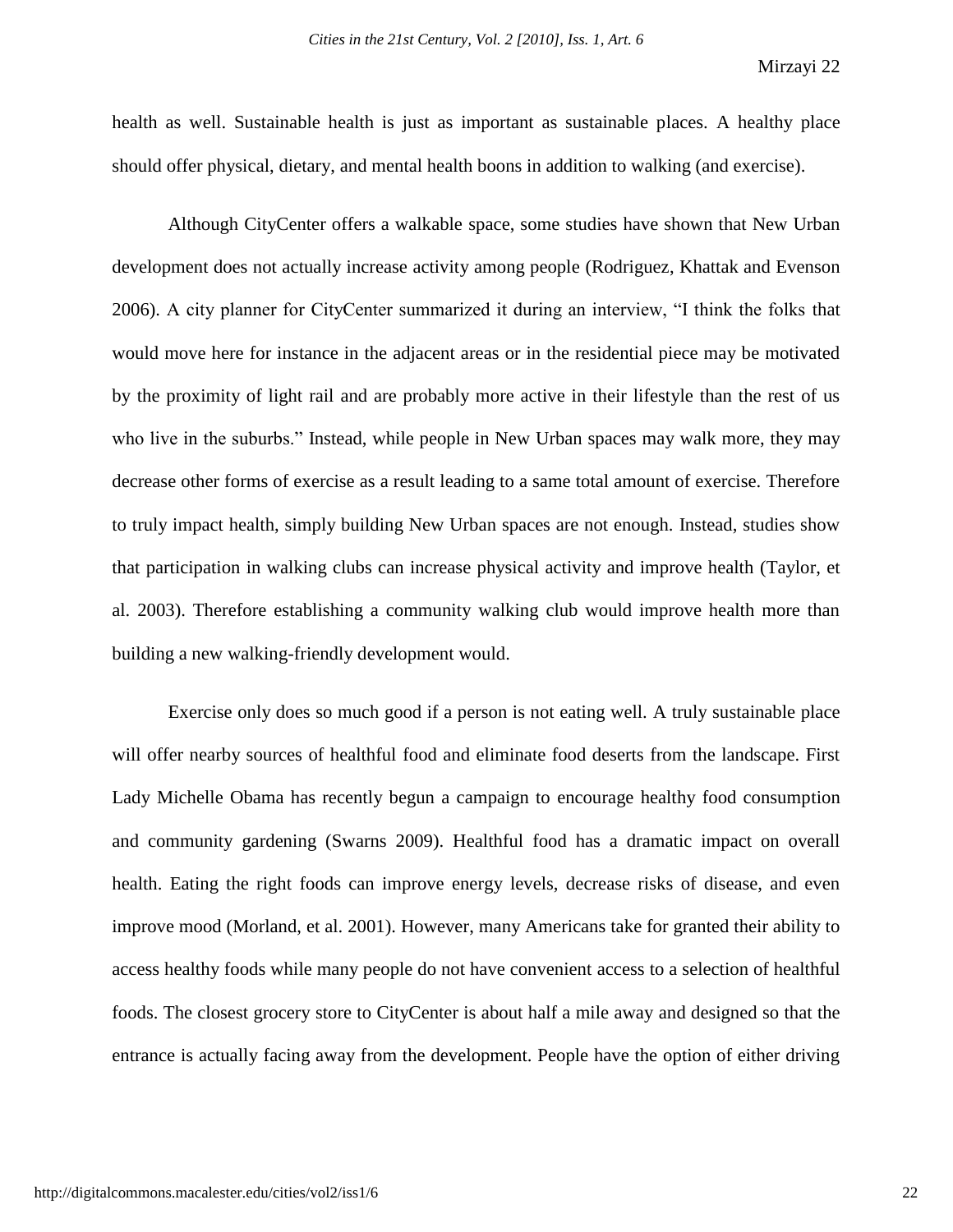health as well. Sustainable health is just as important as sustainable places. A healthy place should offer physical, dietary, and mental health boons in addition to walking (and exercise).

Although CityCenter offers a walkable space, some studies have shown that New Urban development does not actually increase activity among people (Rodriguez, Khattak and Evenson 2006). A city planner for CityCenter summarized it during an interview, "I think the folks that would move here for instance in the adjacent areas or in the residential piece may be motivated by the proximity of light rail and are probably more active in their lifestyle than the rest of us who live in the suburbs." Instead, while people in New Urban spaces may walk more, they may decrease other forms of exercise as a result leading to a same total amount of exercise. Therefore to truly impact health, simply building New Urban spaces are not enough. Instead, studies show that participation in walking clubs can increase physical activity and improve health (Taylor, et al. 2003). Therefore establishing a community walking club would improve health more than building a new walking-friendly development would.

Exercise only does so much good if a person is not eating well. A truly sustainable place will offer nearby sources of healthful food and eliminate food deserts from the landscape. First Lady Michelle Obama has recently begun a campaign to encourage healthy food consumption and community gardening (Swarns 2009). Healthful food has a dramatic impact on overall health. Eating the right foods can improve energy levels, decrease risks of disease, and even improve mood (Morland, et al. 2001). However, many Americans take for granted their ability to access healthy foods while many people do not have convenient access to a selection of healthful foods. The closest grocery store to CityCenter is about half a mile away and designed so that the entrance is actually facing away from the development. People have the option of either driving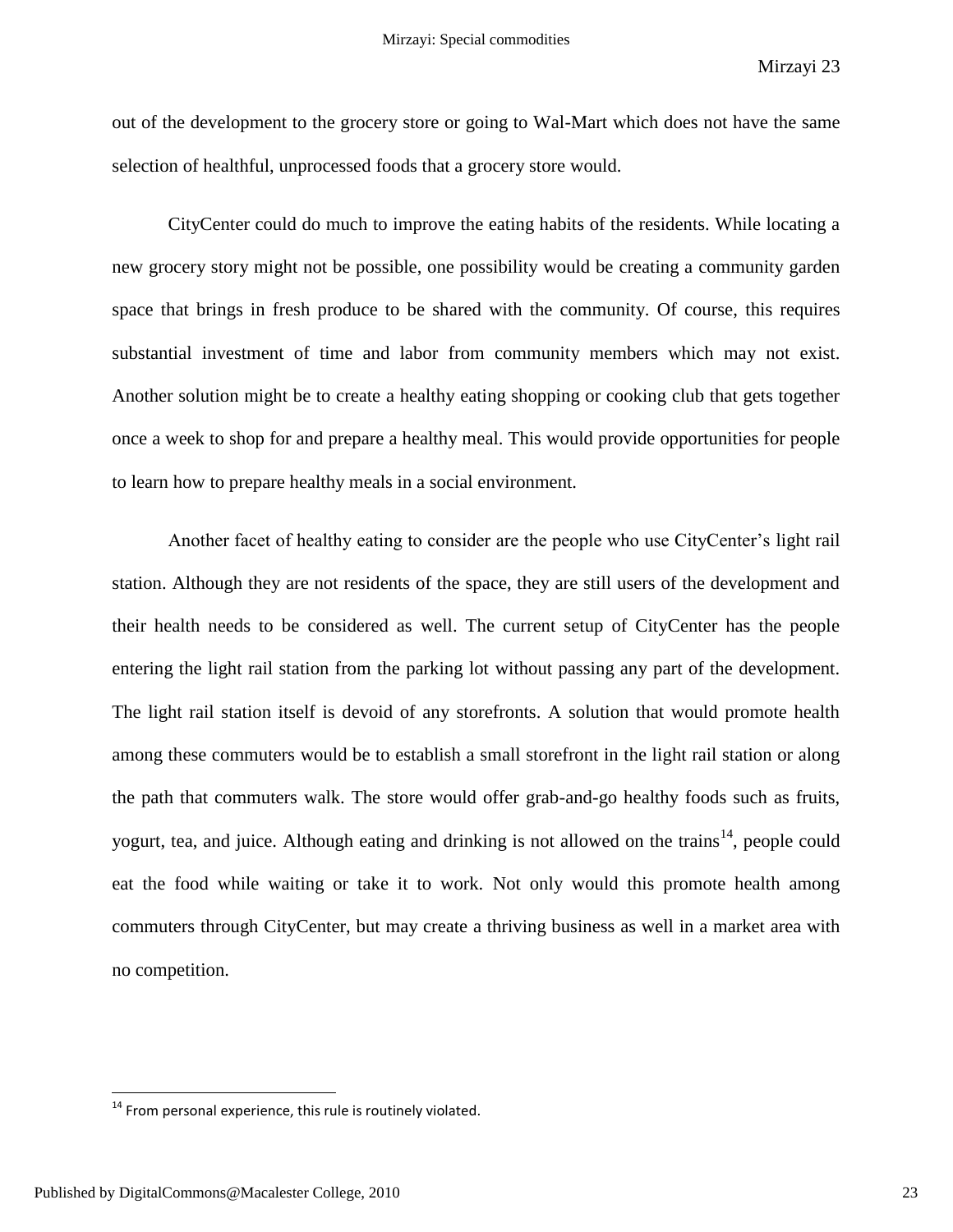out of the development to the grocery store or going to Wal-Mart which does not have the same selection of healthful, unprocessed foods that a grocery store would.

CityCenter could do much to improve the eating habits of the residents. While locating a new grocery story might not be possible, one possibility would be creating a community garden space that brings in fresh produce to be shared with the community. Of course, this requires substantial investment of time and labor from community members which may not exist. Another solution might be to create a healthy eating shopping or cooking club that gets together once a week to shop for and prepare a healthy meal. This would provide opportunities for people to learn how to prepare healthy meals in a social environment.

Another facet of healthy eating to consider are the people who use CityCenter's light rail station. Although they are not residents of the space, they are still users of the development and their health needs to be considered as well. The current setup of CityCenter has the people entering the light rail station from the parking lot without passing any part of the development. The light rail station itself is devoid of any storefronts. A solution that would promote health among these commuters would be to establish a small storefront in the light rail station or along the path that commuters walk. The store would offer grab-and-go healthy foods such as fruits, yogurt, tea, and juice. Although eating and drinking is not allowed on the trains[14], people could eat the food while waiting or take it to work. Not only would this promote health among commuters through CityCenter, but may create a thriving business as well in a market area with no competition.

---

[14] From personal experience, this rule is routinely violated.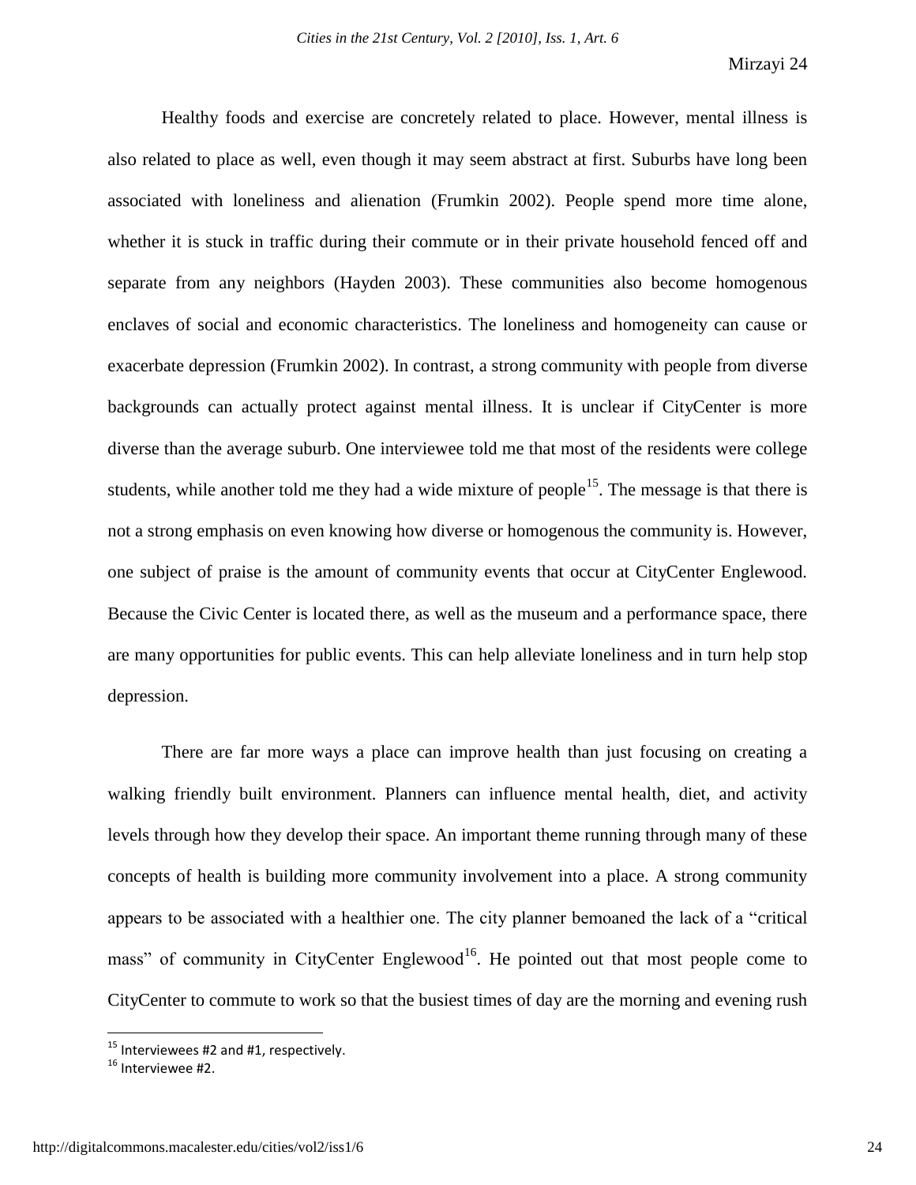Healthy foods and exercise are concretely related to place. However, mental illness is also related to place as well, even though it may seem abstract at first. Suburbs have long been associated with loneliness and alienation (Frumkin 2002). People spend more time alone, whether it is stuck in traffic during their commute or in their private household fenced off and separate from any neighbors (Hayden 2003). These communities also become homogenous enclaves of social and economic characteristics. The loneliness and homogeneity can cause or exacerbate depression (Frumkin 2002). In contrast, a strong community with people from diverse backgrounds can actually protect against mental illness. It is unclear if CityCenter is more diverse than the average suburb. One interviewee told me that most of the residents were college students, while another told me they had a wide mixture of people[15]. The message is that there is not a strong emphasis on even knowing how diverse or homogenous the community is. However, one subject of praise is the amount of community events that occur at CityCenter Englewood. Because the Civic Center is located there, as well as the museum and a performance space, there are many opportunities for public events. This can help alleviate loneliness and in turn help stop depression.

There are far more ways a place can improve health than just focusing on creating a walking friendly built environment. Planners can influence mental health, diet, and activity levels through how they develop their space. An important theme running through many of these concepts of health is building more community involvement into a place. A strong community appears to be associated with a healthier one. The city planner bemoaned the lack of a "critical mass" of community in CityCenter Englewood[16]. He pointed out that most people come to CityCenter to commute to work so that the busiest times of day are the morning and evening rush

[15] Interviewees #2 and #1, respectively.

[16] Interviewee #2.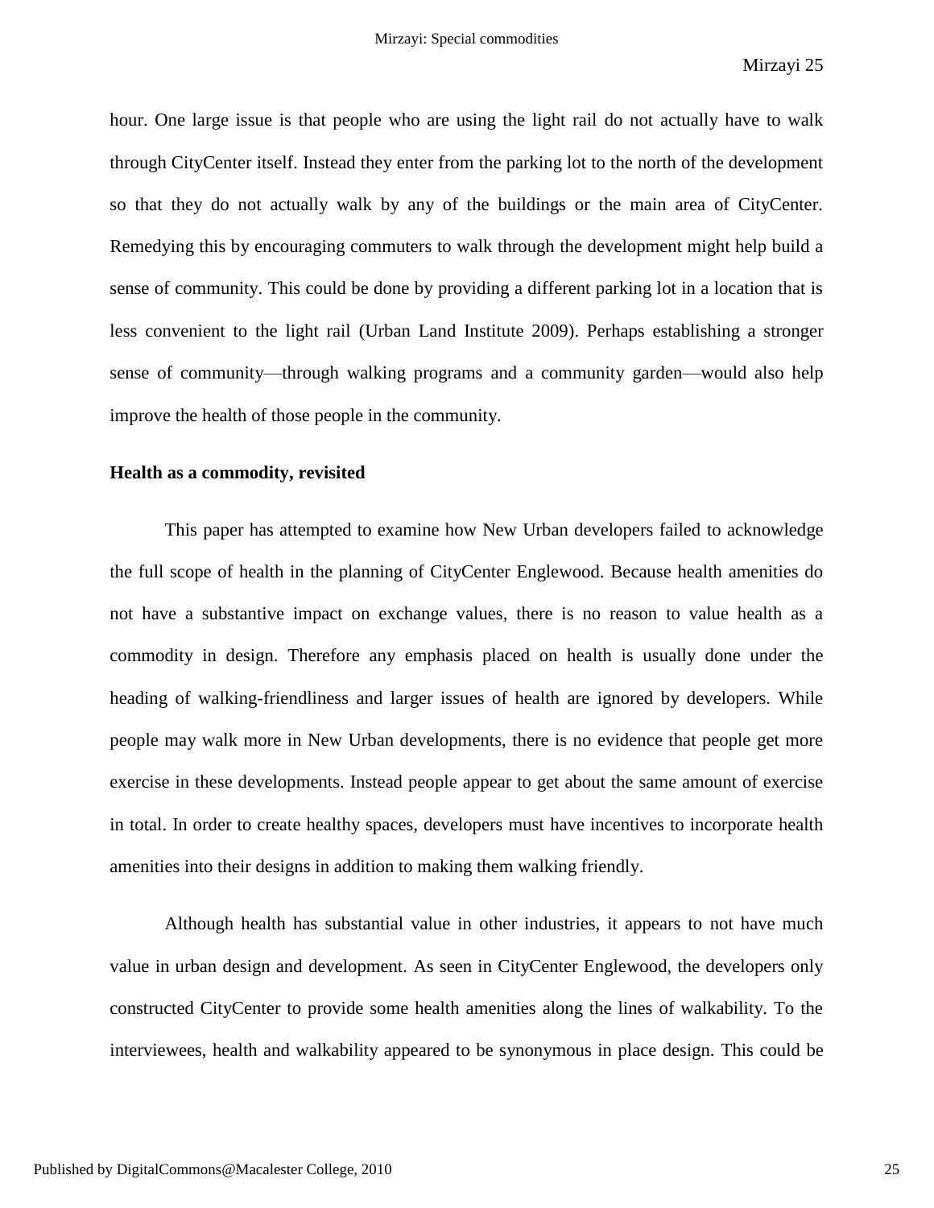hour. One large issue is that people who are using the light rail do not actually have to walk through CityCenter itself. Instead they enter from the parking lot to the north of the development so that they do not actually walk by any of the buildings or the main area of CityCenter. Remedying this by encouraging commuters to walk through the development might help build a sense of community. This could be done by providing a different parking lot in a location that is less convenient to the light rail (Urban Land Institute 2009). Perhaps establishing a stronger sense of community—through walking programs and a community garden—would also help improve the health of those people in the community.

**Health as a commodity, revisited**

This paper has attempted to examine how New Urban developers failed to acknowledge the full scope of health in the planning of CityCenter Englewood. Because health amenities do not have a substantive impact on exchange values, there is no reason to value health as a commodity in design. Therefore any emphasis placed on health is usually done under the heading of walking-friendliness and larger issues of health are ignored by developers. While people may walk more in New Urban developments, there is no evidence that people get more exercise in these developments. Instead people appear to get about the same amount of exercise in total. In order to create healthy spaces, developers must have incentives to incorporate health amenities into their designs in addition to making them walking friendly.

Although health has substantial value in other industries, it appears to not have much value in urban design and development. As seen in CityCenter Englewood, the developers only constructed CityCenter to provide some health amenities along the lines of walkability. To the interviewees, health and walkability appeared to be synonymous in place design. This could be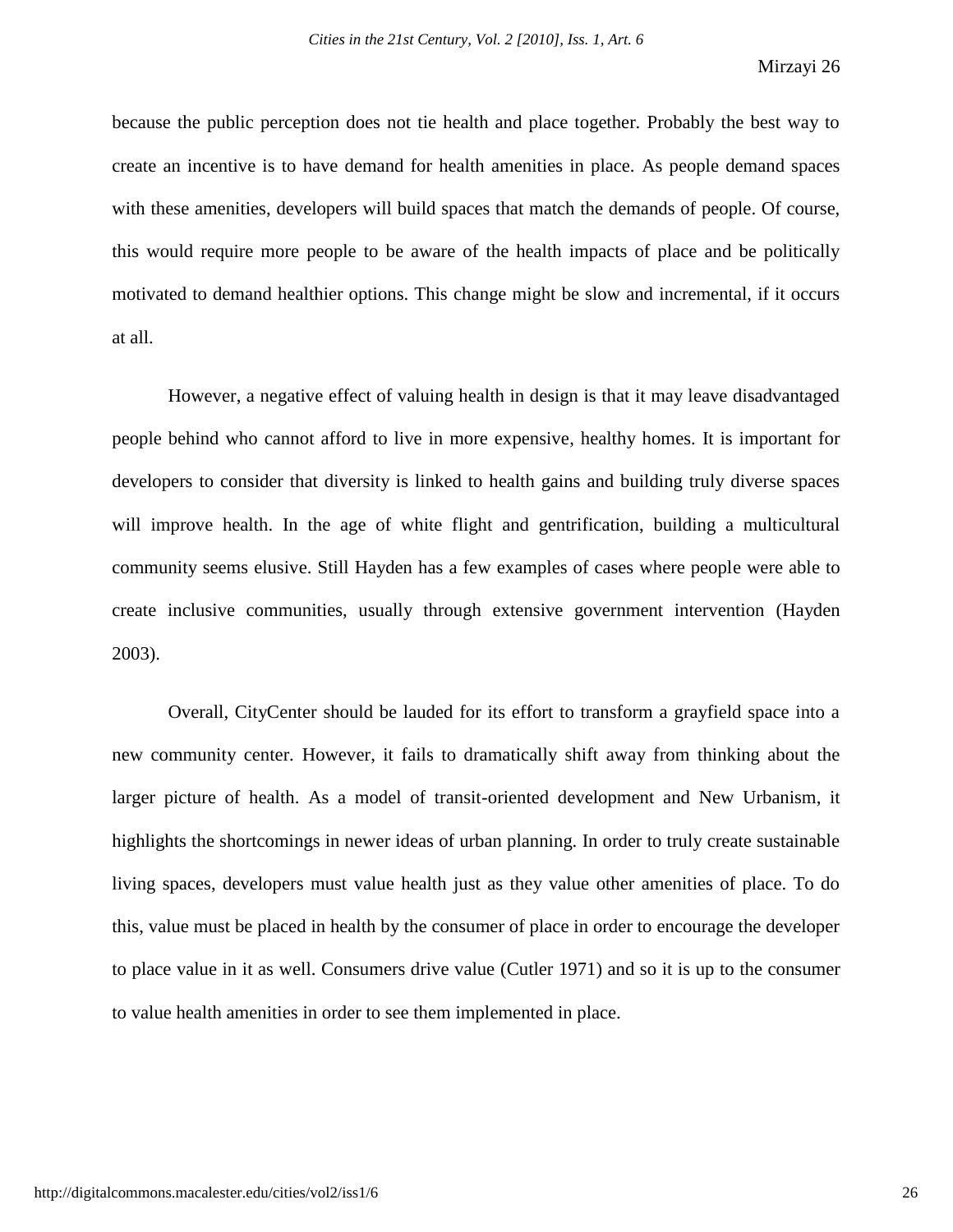because the public perception does not tie health and place together. Probably the best way to create an incentive is to have demand for health amenities in place. As people demand spaces with these amenities, developers will build spaces that match the demands of people. Of course, this would require more people to be aware of the health impacts of place and be politically motivated to demand healthier options. This change might be slow and incremental, if it occurs at all.

However, a negative effect of valuing health in design is that it may leave disadvantaged people behind who cannot afford to live in more expensive, healthy homes. It is important for developers to consider that diversity is linked to health gains and building truly diverse spaces will improve health. In the age of white flight and gentrification, building a multicultural community seems elusive. Still Hayden has a few examples of cases where people were able to create inclusive communities, usually through extensive government intervention (Hayden 2003).

Overall, CityCenter should be lauded for its effort to transform a grayfield space into a new community center. However, it fails to dramatically shift away from thinking about the larger picture of health. As a model of transit-oriented development and New Urbanism, it highlights the shortcomings in newer ideas of urban planning. In order to truly create sustainable living spaces, developers must value health just as they value other amenities of place. To do this, value must be placed in health by the consumer of place in order to encourage the developer to place value in it as well. Consumers drive value (Cutler 1971) and so it is up to the consumer to value health amenities in order to see them implemented in place.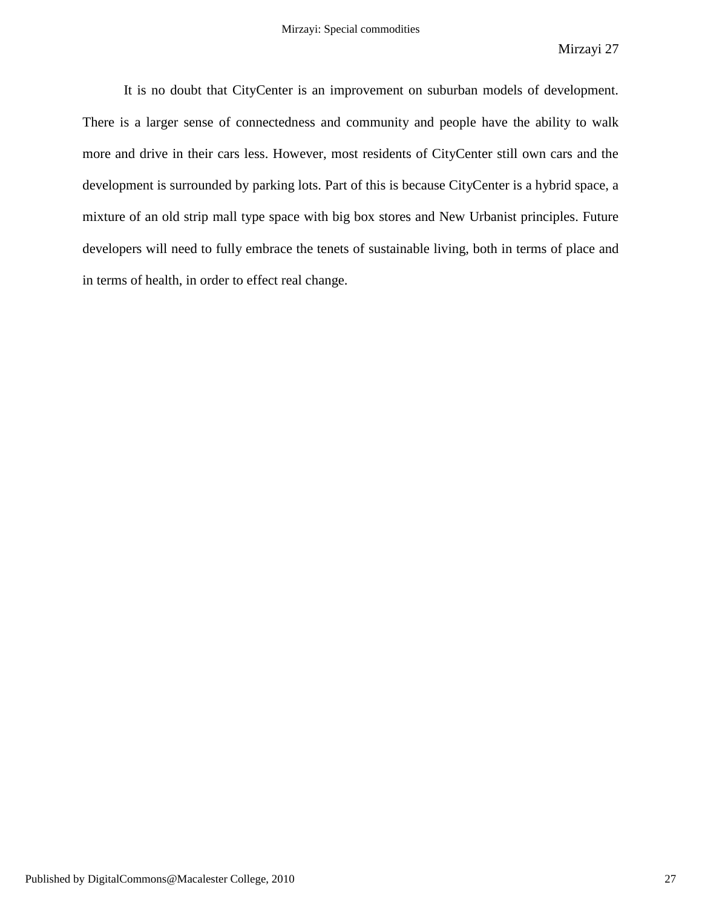It is no doubt that CityCenter is an improvement on suburban models of development. There is a larger sense of connectedness and community and people have the ability to walk more and drive in their cars less. However, most residents of CityCenter still own cars and the development is surrounded by parking lots. Part of this is because CityCenter is a hybrid space, a mixture of an old strip mall type space with big box stores and New Urbanist principles. Future developers will need to fully embrace the tenets of sustainable living, both in terms of place and in terms of health, in order to effect real change.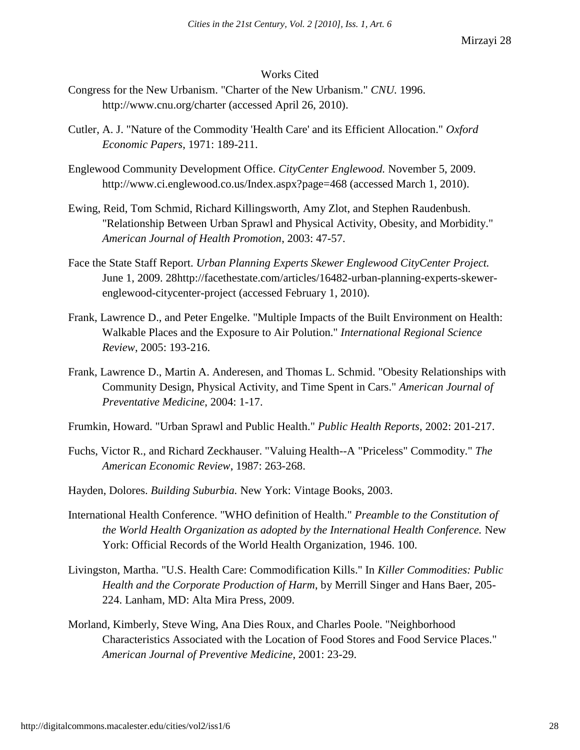## Works Cited

Congress for the New Urbanism. "Charter of the New Urbanism." *CNU.* 1996. http://www.cnu.org/charter (accessed April 26, 2010).

Cutler, A. J. "Nature of the Commodity 'Health Care' and its Efficient Allocation." *Oxford Economic Papers*, 1971: 189-211.

Englewood Community Development Office. *CityCenter Englewood.* November 5, 2009. http://www.ci.englewood.co.us/Index.aspx?page=468 (accessed March 1, 2010).

Ewing, Reid, Tom Schmid, Richard Killingsworth, Amy Zlot, and Stephen Raudenbush. "Relationship Between Urban Sprawl and Physical Activity, Obesity, and Morbidity." *American Journal of Health Promotion*, 2003: 47-57.

Face the State Staff Report. *Urban Planning Experts Skewer Englewood CityCenter Project.* June 1, 2009. 28http://facethestate.com/articles/16482-urban-planning-experts-skewer-englewood-citycenter-project (accessed February 1, 2010).

Frank, Lawrence D., and Peter Engelke. "Multiple Impacts of the Built Environment on Health: Walkable Places and the Exposure to Air Polution." *International Regional Science Review*, 2005: 193-216.

Frank, Lawrence D., Martin A. Anderesen, and Thomas L. Schmid. "Obesity Relationships with Community Design, Physical Activity, and Time Spent in Cars." *American Journal of Preventative Medicine*, 2004: 1-17.

Frumkin, Howard. "Urban Sprawl and Public Health." *Public Health Reports*, 2002: 201-217.

Fuchs, Victor R., and Richard Zeckhauser. "Valuing Health--A "Priceless" Commodity." *The American Economic Review*, 1987: 263-268.

Hayden, Dolores. *Building Suburbia.* New York: Vintage Books, 2003.

International Health Conference. "WHO definition of Health." *Preamble to the Constitution of the World Health Organization as adopted by the International Health Conference.* New York: Official Records of the World Health Organization, 1946. 100.

Livingston, Martha. "U.S. Health Care: Commodification Kills." In *Killer Commodities: Public Health and the Corporate Production of Harm*, by Merrill Singer and Hans Baer, 205-224. Lanham, MD: Alta Mira Press, 2009.

Morland, Kimberly, Steve Wing, Ana Dies Roux, and Charles Poole. "Neighborhood Characteristics Associated with the Location of Food Stores and Food Service Places." *American Journal of Preventive Medicine*, 2001: 23-29.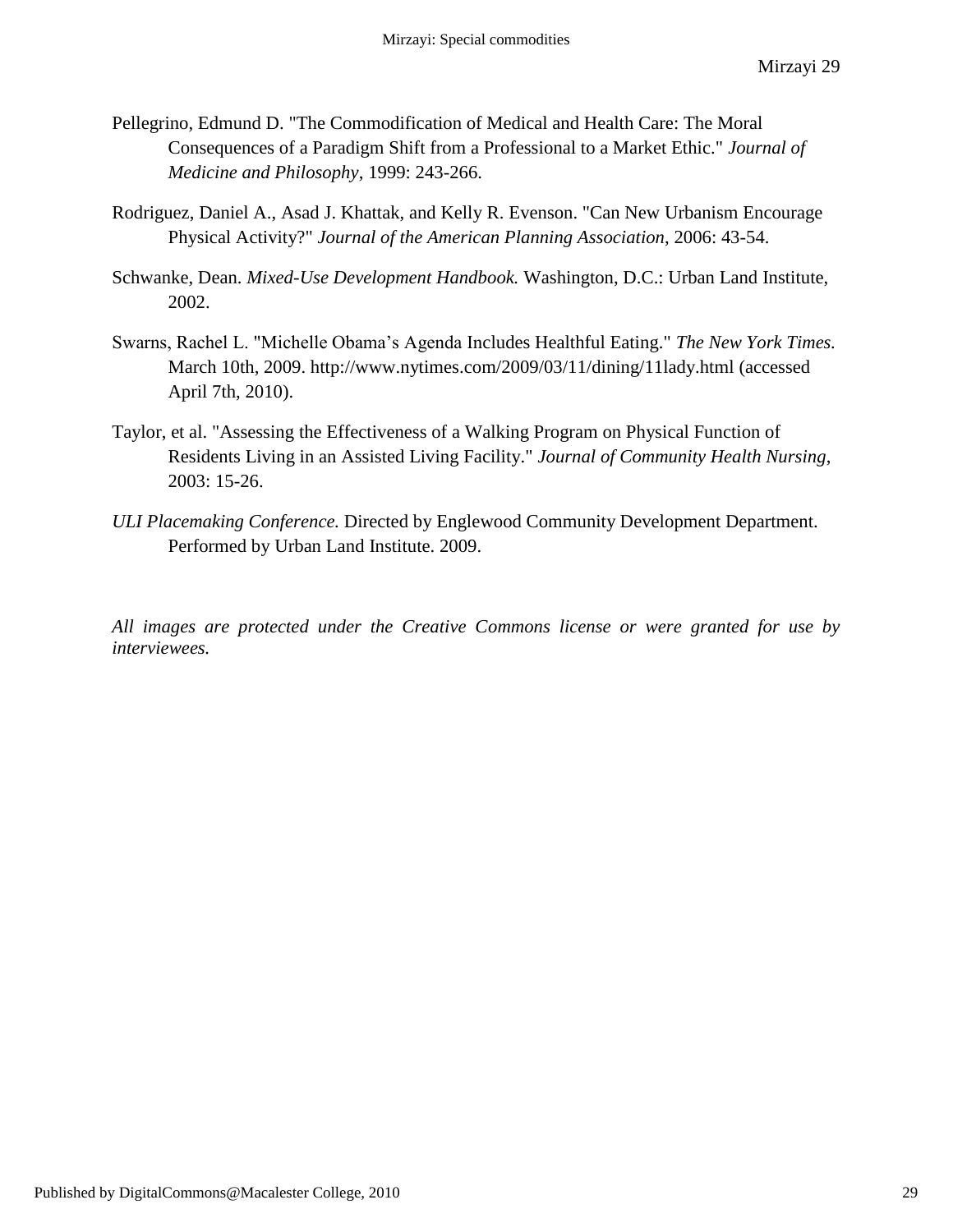Pellegrino, Edmund D. "The Commodification of Medical and Health Care: The Moral Consequences of a Paradigm Shift from a Professional to a Market Ethic." *Journal of Medicine and Philosophy*, 1999: 243-266.

Rodriguez, Daniel A., Asad J. Khattak, and Kelly R. Evenson. "Can New Urbanism Encourage Physical Activity?" *Journal of the American Planning Association*, 2006: 43-54.

Schwanke, Dean. *Mixed-Use Development Handbook.* Washington, D.C.: Urban Land Institute, 2002.

Swarns, Rachel L. "Michelle Obama's Agenda Includes Healthful Eating." *The New York Times.* March 10th, 2009. http://www.nytimes.com/2009/03/11/dining/11lady.html (accessed April 7th, 2010).

Taylor, et al. "Assessing the Effectiveness of a Walking Program on Physical Function of Residents Living in an Assisted Living Facility." *Journal of Community Health Nursing*, 2003: 15-26.

*ULI Placemaking Conference.* Directed by Englewood Community Development Department. Performed by Urban Land Institute. 2009.

*All images are protected under the Creative Commons license or were granted for use by interviewees.*